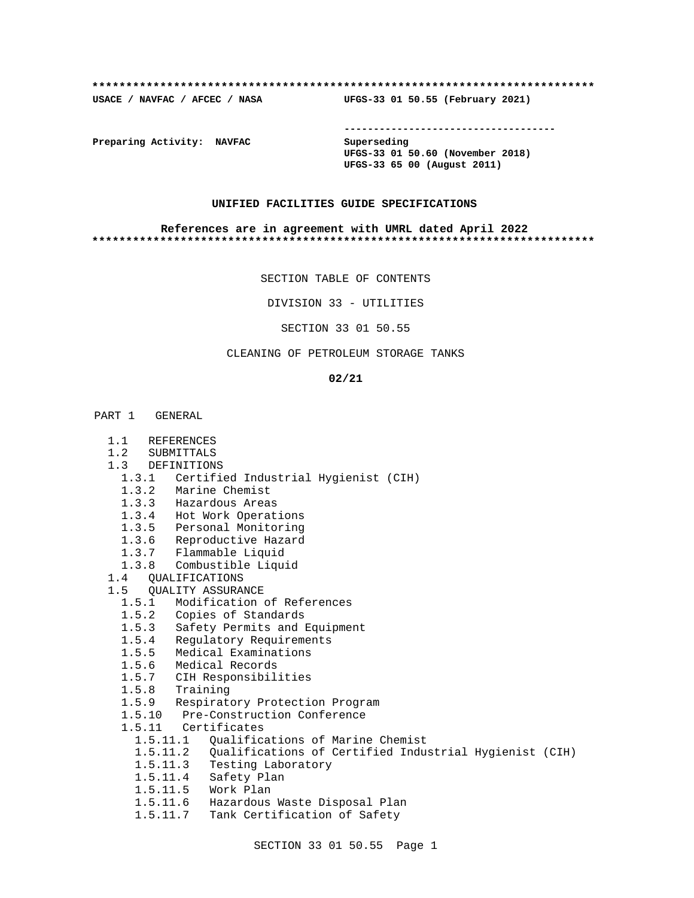**************************************************************************

**USACE / NAVFAC / AFCEC / NASA** **UFGS-33 01 50.55 (February 2021)**

-----------------------------------

**Preparing Activity: NAVFAC** **Superseding**
**UFGS-33 01 50.60 (November 2018)**
**UFGS-33 65 00 (August 2011)**

**UNIFIED FACILITIES GUIDE SPECIFICATIONS**

**References are in agreement with UMRL dated April 2022**

**************************************************************************

SECTION TABLE OF CONTENTS

DIVISION 33 - UTILITIES

SECTION 33 01 50.55

CLEANING OF PETROLEUM STORAGE TANKS

**02/21**

PART 1 GENERAL

- 1.1 REFERENCES
- 1.2 SUBMITTALS
- 1.3 DEFINITIONS
  - 1.3.1 Certified Industrial Hygienist (CIH)
  - 1.3.2 Marine Chemist
  - 1.3.3 Hazardous Areas
  - 1.3.4 Hot Work Operations
  - 1.3.5 Personal Monitoring
  - 1.3.6 Reproductive Hazard
  - 1.3.7 Flammable Liquid
  - 1.3.8 Combustible Liquid
- 1.4 QUALIFICATIONS
- 1.5 QUALITY ASSURANCE
  - 1.5.1 Modification of References
  - 1.5.2 Copies of Standards
  - 1.5.3 Safety Permits and Equipment
  - 1.5.4 Regulatory Requirements
  - 1.5.5 Medical Examinations
  - 1.5.6 Medical Records
  - 1.5.7 CIH Responsibilities
  - 1.5.8 Training
  - 1.5.9 Respiratory Protection Program
  - 1.5.10 Pre-Construction Conference
  - 1.5.11 Certificates
    - 1.5.11.1 Qualifications of Marine Chemist
    - 1.5.11.2 Qualifications of Certified Industrial Hygienist (CIH)
    - 1.5.11.3 Testing Laboratory
    - 1.5.11.4 Safety Plan
    - 1.5.11.5 Work Plan
    - 1.5.11.6 Hazardous Waste Disposal Plan
    - 1.5.11.7 Tank Certification of Safety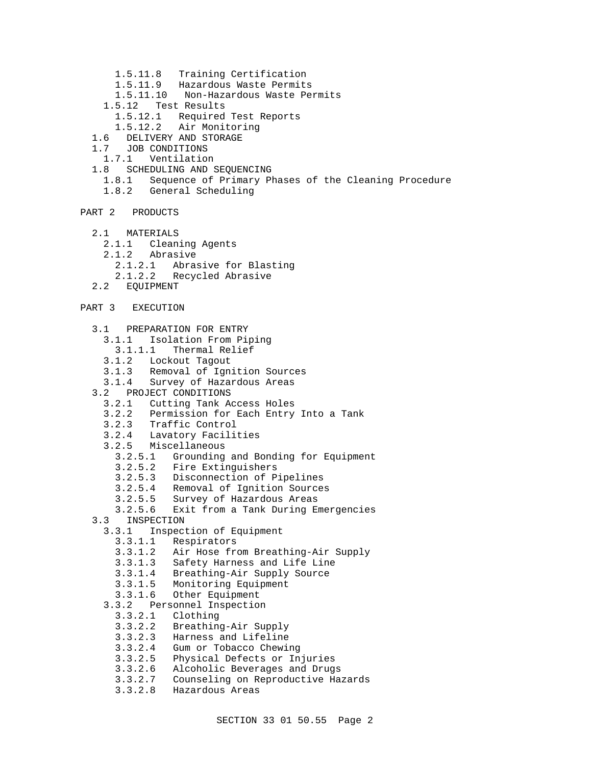- 1.5.11.8 Training Certification
- 1.5.11.9 Hazardous Waste Permits
- 1.5.11.10 Non-Hazardous Waste Permits
- 1.5.12 Test Results
  - 1.5.12.1 Required Test Reports
  - 1.5.12.2 Air Monitoring
- 1.6 DELIVERY AND STORAGE
- 1.7 JOB CONDITIONS
  - 1.7.1 Ventilation
- 1.8 SCHEDULING AND SEQUENCING
  - 1.8.1 Sequence of Primary Phases of the Cleaning Procedure
  - 1.8.2 General Scheduling

PART 2 PRODUCTS

- 2.1 MATERIALS
  - 2.1.1 Cleaning Agents
  - 2.1.2 Abrasive
    - 2.1.2.1 Abrasive for Blasting
    - 2.1.2.2 Recycled Abrasive
- 2.2 EQUIPMENT

PART 3 EXECUTION

- 3.1 PREPARATION FOR ENTRY
  - 3.1.1 Isolation From Piping
    - 3.1.1.1 Thermal Relief
  - 3.1.2 Lockout Tagout
  - 3.1.3 Removal of Ignition Sources
  - 3.1.4 Survey of Hazardous Areas
- 3.2 PROJECT CONDITIONS
  - 3.2.1 Cutting Tank Access Holes
  - 3.2.2 Permission for Each Entry Into a Tank
  - 3.2.3 Traffic Control
  - 3.2.4 Lavatory Facilities
  - 3.2.5 Miscellaneous
    - 3.2.5.1 Grounding and Bonding for Equipment
    - 3.2.5.2 Fire Extinguishers
    - 3.2.5.3 Disconnection of Pipelines
    - 3.2.5.4 Removal of Ignition Sources
    - 3.2.5.5 Survey of Hazardous Areas
    - 3.2.5.6 Exit from a Tank During Emergencies
- 3.3 INSPECTION
  - 3.3.1 Inspection of Equipment
    - 3.3.1.1 Respirators
    - 3.3.1.2 Air Hose from Breathing-Air Supply
    - 3.3.1.3 Safety Harness and Life Line
    - 3.3.1.4 Breathing-Air Supply Source
    - 3.3.1.5 Monitoring Equipment
    - 3.3.1.6 Other Equipment
  - 3.3.2 Personnel Inspection
    - 3.3.2.1 Clothing
    - 3.3.2.2 Breathing-Air Supply
    - 3.3.2.3 Harness and Lifeline
    - 3.3.2.4 Gum or Tobacco Chewing
    - 3.3.2.5 Physical Defects or Injuries
    - 3.3.2.6 Alcoholic Beverages and Drugs
    - 3.3.2.7 Counseling on Reproductive Hazards
    - 3.3.2.8 Hazardous Areas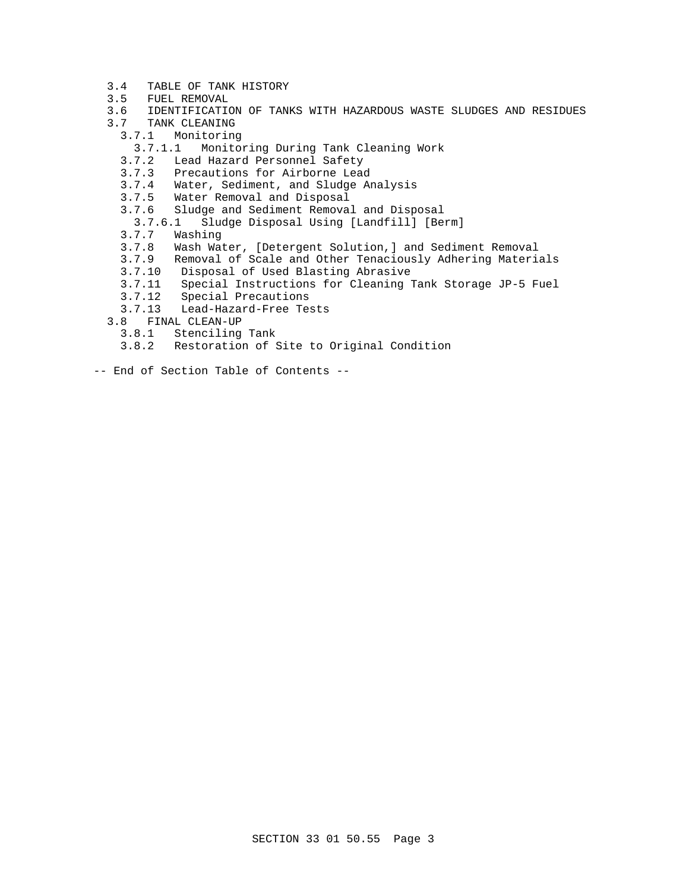3.4 TABLE OF TANK HISTORY
3.5 FUEL REMOVAL
3.6 IDENTIFICATION OF TANKS WITH HAZARDOUS WASTE SLUDGES AND RESIDUES
3.7 TANK CLEANING
  3.7.1 Monitoring
    3.7.1.1 Monitoring During Tank Cleaning Work
  3.7.2 Lead Hazard Personnel Safety
  3.7.3 Precautions for Airborne Lead
  3.7.4 Water, Sediment, and Sludge Analysis
  3.7.5 Water Removal and Disposal
  3.7.6 Sludge and Sediment Removal and Disposal
    3.7.6.1 Sludge Disposal Using [Landfill] [Berm]
  3.7.7 Washing
  3.7.8 Wash Water, [Detergent Solution,] and Sediment Removal
  3.7.9 Removal of Scale and Other Tenaciously Adhering Materials
  3.7.10 Disposal of Used Blasting Abrasive
  3.7.11 Special Instructions for Cleaning Tank Storage JP-5 Fuel
  3.7.12 Special Precautions
  3.7.13 Lead-Hazard-Free Tests
3.8 FINAL CLEAN-UP
  3.8.1 Stenciling Tank
  3.8.2 Restoration of Site to Original Condition

-- End of Section Table of Contents --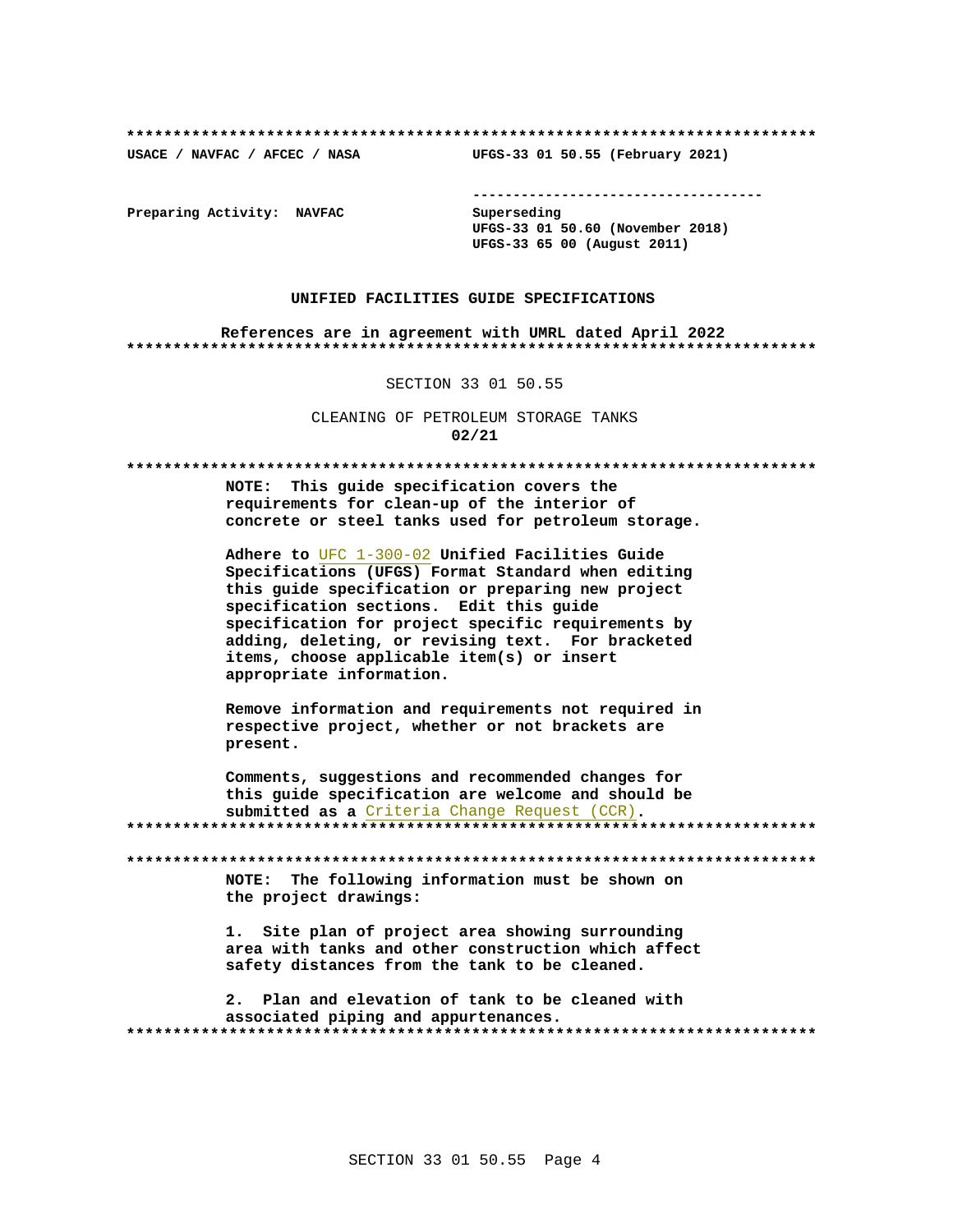**************************************************************************

USACE / NAVFAC / AFCEC / NASA                UFGS-33 01 50.55 (February 2021)

-----------------------------------

Preparing Activity: NAVFAC                Superseding
UFGS-33 01 50.60 (November 2018)
UFGS-33 65 00 (August 2011)

UNIFIED FACILITIES GUIDE SPECIFICATIONS

References are in agreement with UMRL dated April 2022

**************************************************************************

SECTION 33 01 50.55

CLEANING OF PETROLEUM STORAGE TANKS
**02/21**

**************************************************************************

**NOTE: This guide specification covers the requirements for clean-up of the interior of concrete or steel tanks used for petroleum storage.**

**Adhere to** UFC 1-300-02 **Unified Facilities Guide Specifications (UFGS) Format Standard when editing this guide specification or preparing new project specification sections. Edit this guide specification for project specific requirements by adding, deleting, or revising text. For bracketed items, choose applicable item(s) or insert appropriate information.**

**Remove information and requirements not required in respective project, whether or not brackets are present.**

**Comments, suggestions and recommended changes for this guide specification are welcome and should be submitted as a** Criteria Change Request (CCR)**.**

**************************************************************************

**************************************************************************

**NOTE: The following information must be shown on the project drawings:**

**1. Site plan of project area showing surrounding area with tanks and other construction which affect safety distances from the tank to be cleaned.**

**2. Plan and elevation of tank to be cleaned with associated piping and appurtenances.**

**************************************************************************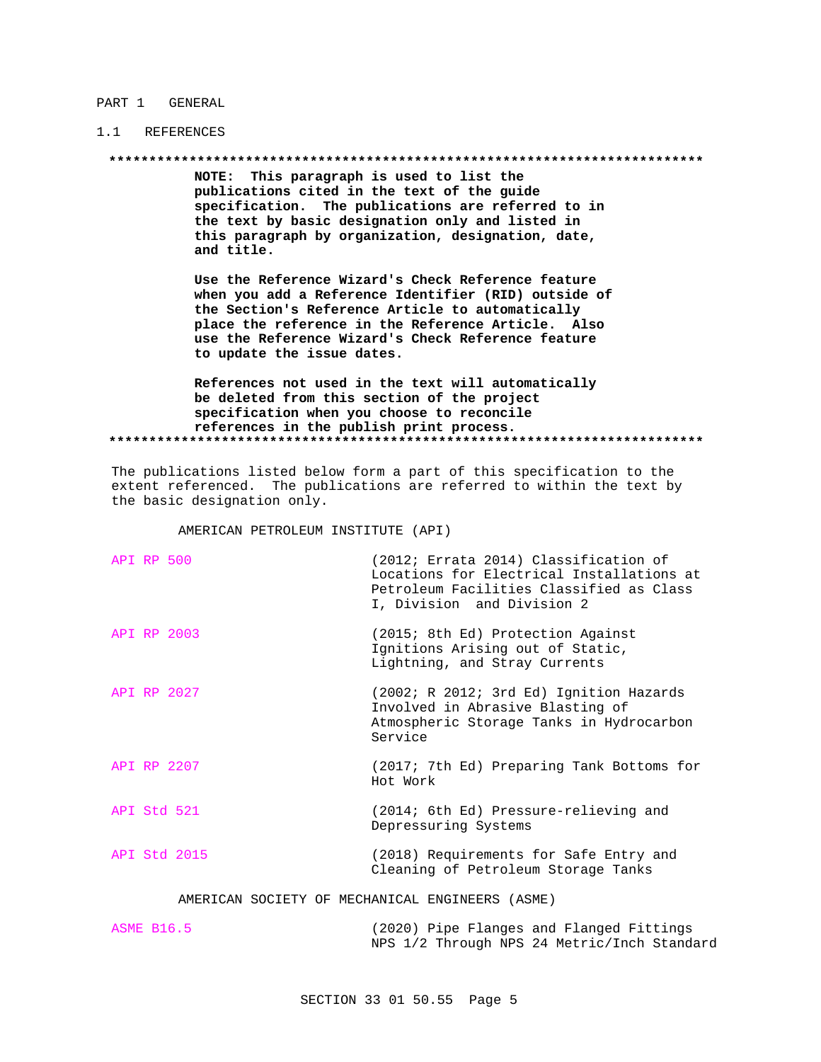## PART 1 GENERAL

### 1.1 REFERENCES

**************************************************************************

**NOTE: This paragraph is used to list the publications cited in the text of the guide specification. The publications are referred to in the text by basic designation only and listed in this paragraph by organization, designation, date, and title.**

**Use the Reference Wizard's Check Reference feature when you add a Reference Identifier (RID) outside of the Section's Reference Article to automatically place the reference in the Reference Article. Also use the Reference Wizard's Check Reference feature to update the issue dates.**

**References not used in the text will automatically be deleted from this section of the project specification when you choose to reconcile references in the publish print process.**

**************************************************************************

The publications listed below form a part of this specification to the extent referenced. The publications are referred to within the text by the basic designation only.

AMERICAN PETROLEUM INSTITUTE (API)

| | |
|---|---|
| API RP 500 | (2012; Errata 2014) Classification of Locations for Electrical Installations at Petroleum Facilities Classified as Class I, Division and Division 2 |
| API RP 2003 | (2015; 8th Ed) Protection Against Ignitions Arising out of Static, Lightning, and Stray Currents |
| API RP 2027 | (2002; R 2012; 3rd Ed) Ignition Hazards Involved in Abrasive Blasting of Atmospheric Storage Tanks in Hydrocarbon Service |
| API RP 2207 | (2017; 7th Ed) Preparing Tank Bottoms for Hot Work |
| API Std 521 | (2014; 6th Ed) Pressure-relieving and Depressuring Systems |
| API Std 2015 | (2018) Requirements for Safe Entry and Cleaning of Petroleum Storage Tanks |

AMERICAN SOCIETY OF MECHANICAL ENGINEERS (ASME)

| | |
|---|---|
| ASME B16.5 | (2020) Pipe Flanges and Flanged Fittings NPS 1/2 Through NPS 24 Metric/Inch Standard |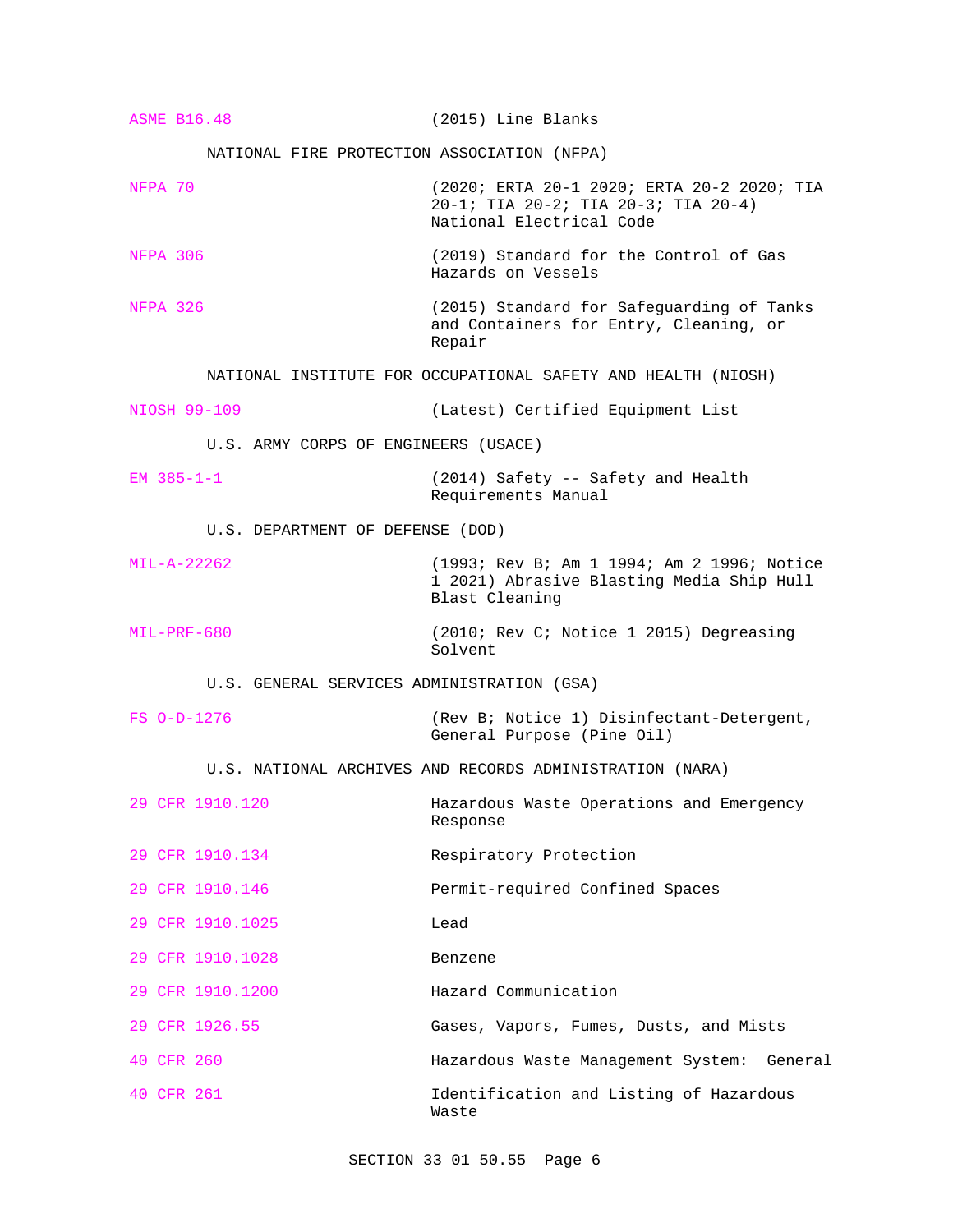ASME B16.48 (2015) Line Blanks

NATIONAL FIRE PROTECTION ASSOCIATION (NFPA)

NFPA 70 (2020; ERTA 20-1 2020; ERTA 20-2 2020; TIA 20-1; TIA 20-2; TIA 20-3; TIA 20-4) National Electrical Code

NFPA 306 (2019) Standard for the Control of Gas Hazards on Vessels

NFPA 326 (2015) Standard for Safeguarding of Tanks and Containers for Entry, Cleaning, or Repair

NATIONAL INSTITUTE FOR OCCUPATIONAL SAFETY AND HEALTH (NIOSH)

NIOSH 99-109 (Latest) Certified Equipment List

U.S. ARMY CORPS OF ENGINEERS (USACE)

EM 385-1-1 (2014) Safety -- Safety and Health Requirements Manual

U.S. DEPARTMENT OF DEFENSE (DOD)

MIL-A-22262 (1993; Rev B; Am 1 1994; Am 2 1996; Notice 1 2021) Abrasive Blasting Media Ship Hull Blast Cleaning

MIL-PRF-680 (2010; Rev C; Notice 1 2015) Degreasing Solvent

U.S. GENERAL SERVICES ADMINISTRATION (GSA)

FS O-D-1276 (Rev B; Notice 1) Disinfectant-Detergent, General Purpose (Pine Oil)

U.S. NATIONAL ARCHIVES AND RECORDS ADMINISTRATION (NARA)

29 CFR 1910.120 Hazardous Waste Operations and Emergency Response

29 CFR 1910.134 Respiratory Protection

29 CFR 1910.146 Permit-required Confined Spaces

29 CFR 1910.1025 Lead

29 CFR 1910.1028 Benzene

29 CFR 1910.1200 Hazard Communication

29 CFR 1926.55 Gases, Vapors, Fumes, Dusts, and Mists

40 CFR 260 Hazardous Waste Management System: General

40 CFR 261 Identification and Listing of Hazardous Waste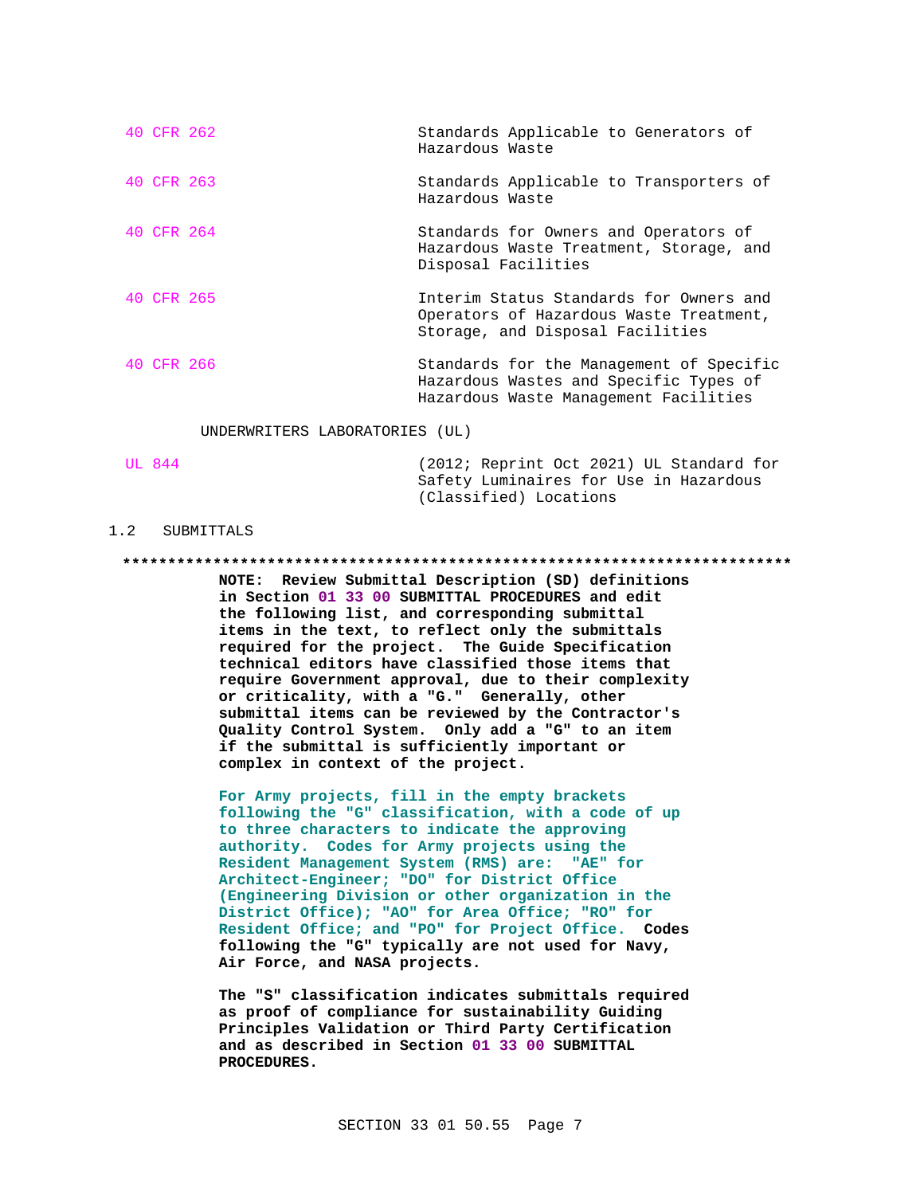| | |
|---|---|
| 40 CFR 262 | Standards Applicable to Generators of Hazardous Waste |
| 40 CFR 263 | Standards Applicable to Transporters of Hazardous Waste |
| 40 CFR 264 | Standards for Owners and Operators of Hazardous Waste Treatment, Storage, and Disposal Facilities |
| 40 CFR 265 | Interim Status Standards for Owners and Operators of Hazardous Waste Treatment, Storage, and Disposal Facilities |
| 40 CFR 266 | Standards for the Management of Specific Hazardous Wastes and Specific Types of Hazardous Waste Management Facilities |

UNDERWRITERS LABORATORIES (UL)

| | |
|---|---|
| UL 844 | (2012; Reprint Oct 2021) UL Standard for Safety Luminaires for Use in Hazardous (Classified) Locations |

## 1.2 SUBMITTALS

**************************************************************************

**NOTE: Review Submittal Description (SD) definitions in Section 01 33 00 SUBMITTAL PROCEDURES and edit the following list, and corresponding submittal items in the text, to reflect only the submittals required for the project. The Guide Specification technical editors have classified those items that require Government approval, due to their complexity or criticality, with a "G." Generally, other submittal items can be reviewed by the Contractor's Quality Control System. Only add a "G" to an item if the submittal is sufficiently important or complex in context of the project.**

**For Army projects, fill in the empty brackets following the "G" classification, with a code of up to three characters to indicate the approving authority. Codes for Army projects using the Resident Management System (RMS) are: "AE" for Architect-Engineer; "DO" for District Office (Engineering Division or other organization in the District Office); "AO" for Area Office; "RO" for Resident Office; and "PO" for Project Office. Codes following the "G" typically are not used for Navy, Air Force, and NASA projects.**

**The "S" classification indicates submittals required as proof of compliance for sustainability Guiding Principles Validation or Third Party Certification and as described in Section 01 33 00 SUBMITTAL PROCEDURES.**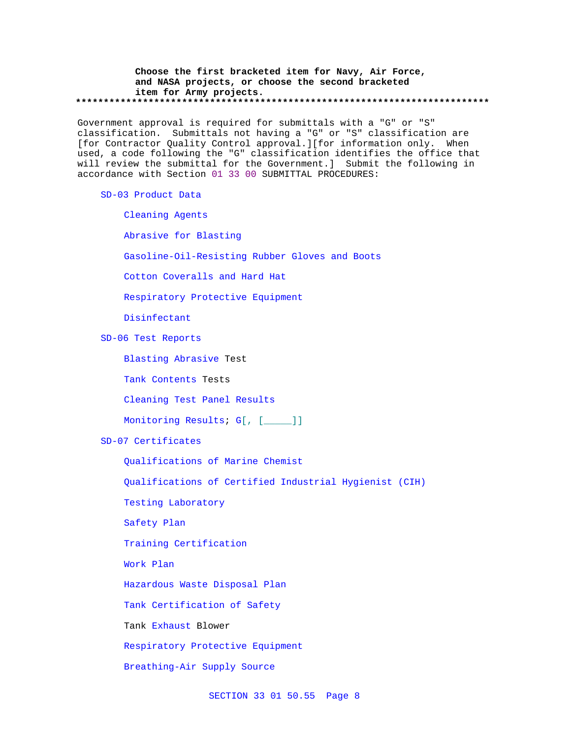**Choose the first bracketed item for Navy, Air Force, and NASA projects, or choose the second bracketed item for Army projects.**

**************************************************************************

Government approval is required for submittals with a "G" or "S" classification. Submittals not having a "G" or "S" classification are [for Contractor Quality Control approval.][for information only. When used, a code following the "G" classification identifies the office that will review the submittal for the Government.] Submit the following in accordance with Section 01 33 00 SUBMITTAL PROCEDURES:

SD-03 Product Data

Cleaning Agents

Abrasive for Blasting

Gasoline-Oil-Resisting Rubber Gloves and Boots

Cotton Coveralls and Hard Hat

Respiratory Protective Equipment

Disinfectant

SD-06 Test Reports

Blasting Abrasive Test

Tank Contents Tests

Cleaning Test Panel Results

Monitoring Results; G[, [_____]]

SD-07 Certificates

Qualifications of Marine Chemist

Qualifications of Certified Industrial Hygienist (CIH)

Testing Laboratory

Safety Plan

Training Certification

Work Plan

Hazardous Waste Disposal Plan

Tank Certification of Safety

Tank Exhaust Blower

Respiratory Protective Equipment

Breathing-Air Supply Source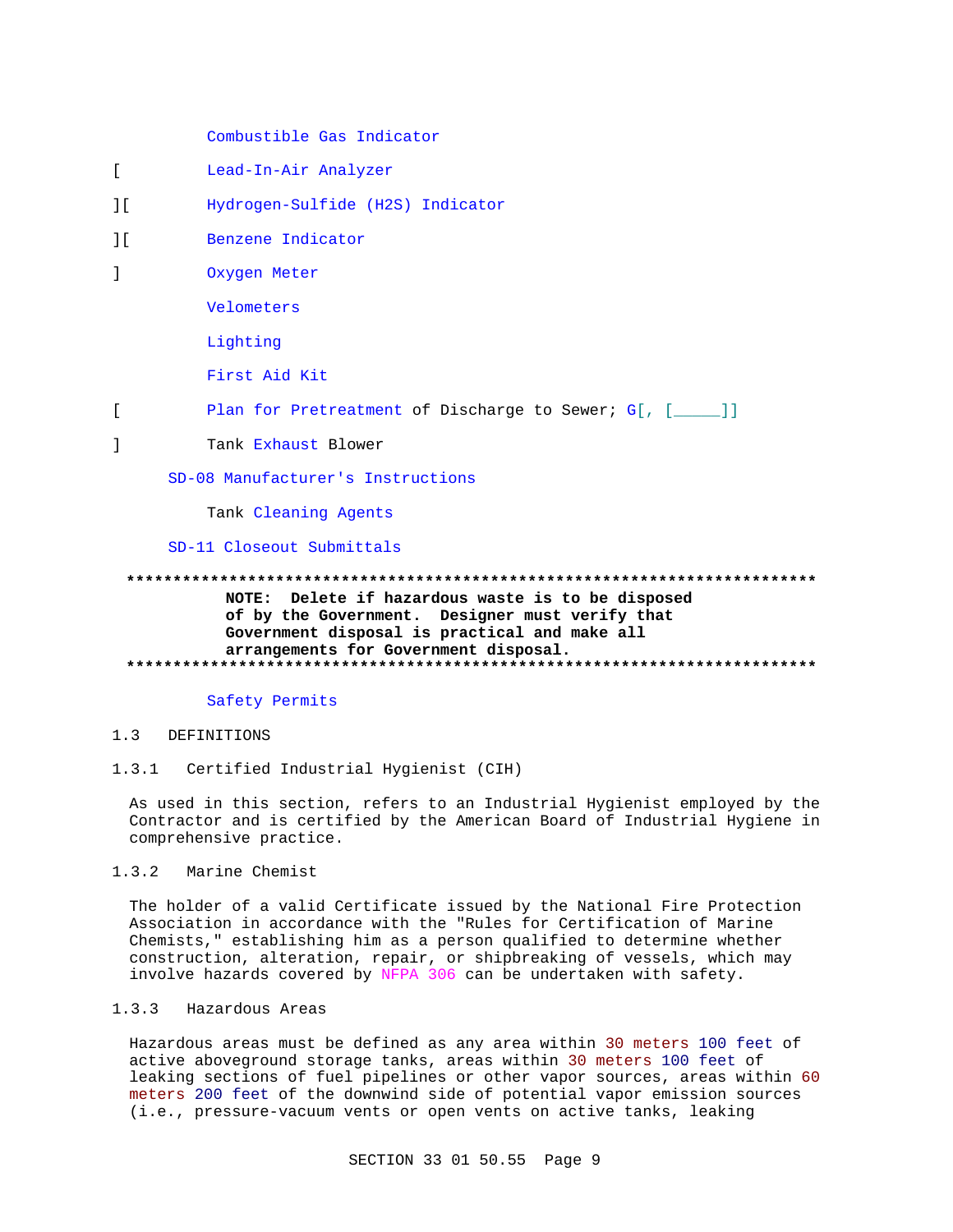Combustible Gas Indicator

[ Lead-In-Air Analyzer

][ Hydrogen-Sulfide (H2S) Indicator

][ Benzene Indicator

] Oxygen Meter

Velometers

Lighting

First Aid Kit

[ Plan for Pretreatment of Discharge to Sewer; G[, [_____]]

] Tank Exhaust Blower

SD-08 Manufacturer's Instructions

Tank Cleaning Agents

SD-11 Closeout Submittals

**************************************************************************

**NOTE: Delete if hazardous waste is to be disposed of by the Government. Designer must verify that Government disposal is practical and make all arrangements for Government disposal.**

**************************************************************************

Safety Permits

1.3 DEFINITIONS

1.3.1 Certified Industrial Hygienist (CIH)

As used in this section, refers to an Industrial Hygienist employed by the Contractor and is certified by the American Board of Industrial Hygiene in comprehensive practice.

1.3.2 Marine Chemist

The holder of a valid Certificate issued by the National Fire Protection Association in accordance with the "Rules for Certification of Marine Chemists," establishing him as a person qualified to determine whether construction, alteration, repair, or shipbreaking of vessels, which may involve hazards covered by NFPA 306 can be undertaken with safety.

1.3.3 Hazardous Areas

Hazardous areas must be defined as any area within 30 meters 100 feet of active aboveground storage tanks, areas within 30 meters 100 feet of leaking sections of fuel pipelines or other vapor sources, areas within 60 meters 200 feet of the downwind side of potential vapor emission sources (i.e., pressure-vacuum vents or open vents on active tanks, leaking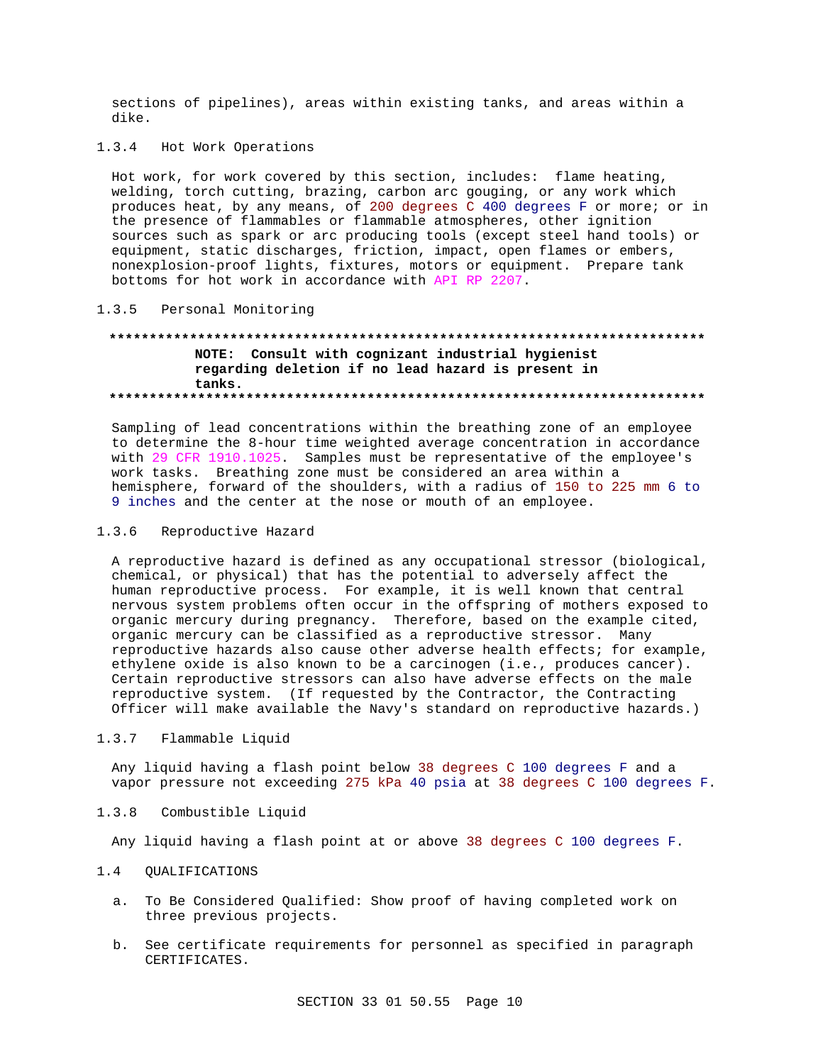sections of pipelines), areas within existing tanks, and areas within a dike.

### 1.3.4 Hot Work Operations

Hot work, for work covered by this section, includes: flame heating, welding, torch cutting, brazing, carbon arc gouging, or any work which produces heat, by any means, of 200 degrees C 400 degrees F or more; or in the presence of flammables or flammable atmospheres, other ignition sources such as spark or arc producing tools (except steel hand tools) or equipment, static discharges, friction, impact, open flames or embers, nonexplosion-proof lights, fixtures, motors or equipment. Prepare tank bottoms for hot work in accordance with API RP 2207.

### 1.3.5 Personal Monitoring

**************************************************************************

**NOTE: Consult with cognizant industrial hygienist regarding deletion if no lead hazard is present in tanks.**

**************************************************************************

Sampling of lead concentrations within the breathing zone of an employee to determine the 8-hour time weighted average concentration in accordance with 29 CFR 1910.1025. Samples must be representative of the employee's work tasks. Breathing zone must be considered an area within a hemisphere, forward of the shoulders, with a radius of 150 to 225 mm 6 to 9 inches and the center at the nose or mouth of an employee.

### 1.3.6 Reproductive Hazard

A reproductive hazard is defined as any occupational stressor (biological, chemical, or physical) that has the potential to adversely affect the human reproductive process. For example, it is well known that central nervous system problems often occur in the offspring of mothers exposed to organic mercury during pregnancy. Therefore, based on the example cited, organic mercury can be classified as a reproductive stressor. Many reproductive hazards also cause other adverse health effects; for example, ethylene oxide is also known to be a carcinogen (i.e., produces cancer). Certain reproductive stressors can also have adverse effects on the male reproductive system. (If requested by the Contractor, the Contracting Officer will make available the Navy's standard on reproductive hazards.)

### 1.3.7 Flammable Liquid

Any liquid having a flash point below 38 degrees C 100 degrees F and a vapor pressure not exceeding 275 kPa 40 psia at 38 degrees C 100 degrees F.

### 1.3.8 Combustible Liquid

Any liquid having a flash point at or above 38 degrees C 100 degrees F.

## 1.4 QUALIFICATIONS

a. To Be Considered Qualified: Show proof of having completed work on three previous projects.

b. See certificate requirements for personnel as specified in paragraph CERTIFICATES.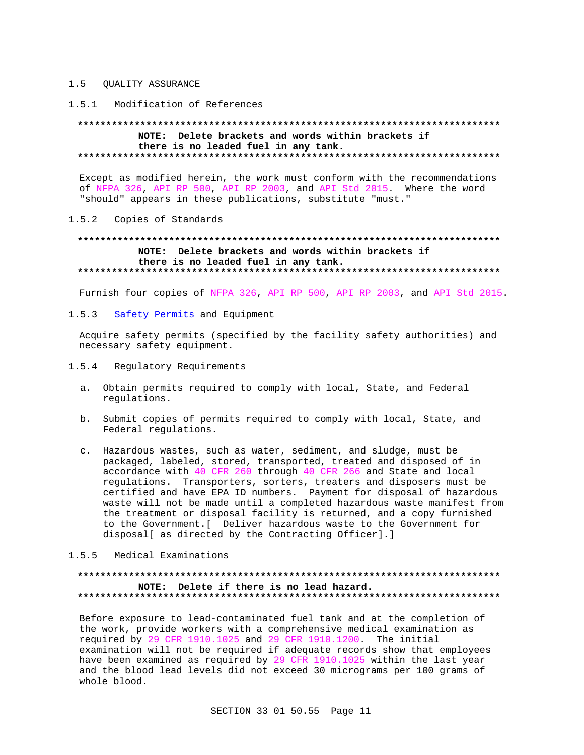## 1.5 QUALITY ASSURANCE

### 1.5.1 Modification of References

**************************************************************************
**NOTE: Delete brackets and words within brackets if there is no leaded fuel in any tank.**
**************************************************************************

Except as modified herein, the work must conform with the recommendations of NFPA 326, API RP 500, API RP 2003, and API Std 2015. Where the word "should" appears in these publications, substitute "must."

### 1.5.2 Copies of Standards

**************************************************************************
**NOTE: Delete brackets and words within brackets if there is no leaded fuel in any tank.**
**************************************************************************

Furnish four copies of NFPA 326, API RP 500, API RP 2003, and API Std 2015.

### 1.5.3 Safety Permits and Equipment

Acquire safety permits (specified by the facility safety authorities) and necessary safety equipment.

### 1.5.4 Regulatory Requirements

a. Obtain permits required to comply with local, State, and Federal regulations.

b. Submit copies of permits required to comply with local, State, and Federal regulations.

c. Hazardous wastes, such as water, sediment, and sludge, must be packaged, labeled, stored, transported, treated and disposed of in accordance with 40 CFR 260 through 40 CFR 266 and State and local regulations. Transporters, sorters, treaters and disposers must be certified and have EPA ID numbers. Payment for disposal of hazardous waste will not be made until a completed hazardous waste manifest from the treatment or disposal facility is returned, and a copy furnished to the Government.[ Deliver hazardous waste to the Government for disposal[ as directed by the Contracting Officer].]

### 1.5.5 Medical Examinations

**************************************************************************
**NOTE: Delete if there is no lead hazard.**
**************************************************************************

Before exposure to lead-contaminated fuel tank and at the completion of the work, provide workers with a comprehensive medical examination as required by 29 CFR 1910.1025 and 29 CFR 1910.1200. The initial examination will not be required if adequate records show that employees have been examined as required by 29 CFR 1910.1025 within the last year and the blood lead levels did not exceed 30 micrograms per 100 grams of whole blood.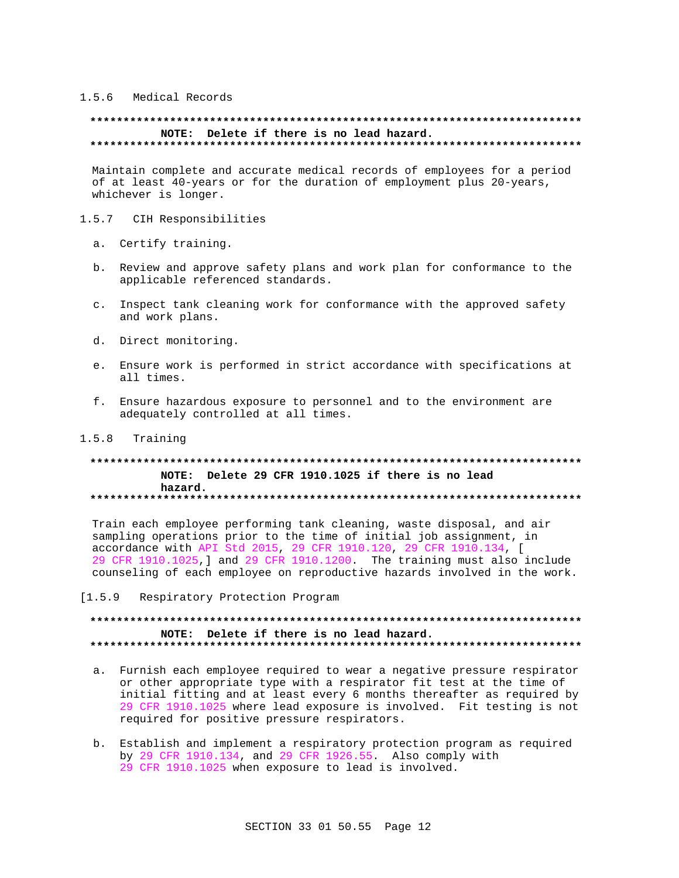#### 1.5.6 Medical Records

**************************************************************************
**NOTE: Delete if there is no lead hazard.**
**************************************************************************

Maintain complete and accurate medical records of employees for a period of at least 40-years or for the duration of employment plus 20-years, whichever is longer.

#### 1.5.7 CIH Responsibilities

a. Certify training.

b. Review and approve safety plans and work plan for conformance to the applicable referenced standards.

c. Inspect tank cleaning work for conformance with the approved safety and work plans.

d. Direct monitoring.

e. Ensure work is performed in strict accordance with specifications at all times.

f. Ensure hazardous exposure to personnel and to the environment are adequately controlled at all times.

#### 1.5.8 Training

**************************************************************************
**NOTE: Delete 29 CFR 1910.1025 if there is no lead hazard.**
**************************************************************************

Train each employee performing tank cleaning, waste disposal, and air sampling operations prior to the time of initial job assignment, in accordance with API Std 2015, 29 CFR 1910.120, 29 CFR 1910.134, [ 29 CFR 1910.1025,] and 29 CFR 1910.1200. The training must also include counseling of each employee on reproductive hazards involved in the work.

#### [1.5.9 Respiratory Protection Program

**************************************************************************
**NOTE: Delete if there is no lead hazard.**
**************************************************************************

a. Furnish each employee required to wear a negative pressure respirator or other appropriate type with a respirator fit test at the time of initial fitting and at least every 6 months thereafter as required by 29 CFR 1910.1025 where lead exposure is involved. Fit testing is not required for positive pressure respirators.

b. Establish and implement a respiratory protection program as required by 29 CFR 1910.134, and 29 CFR 1926.55. Also comply with 29 CFR 1910.1025 when exposure to lead is involved.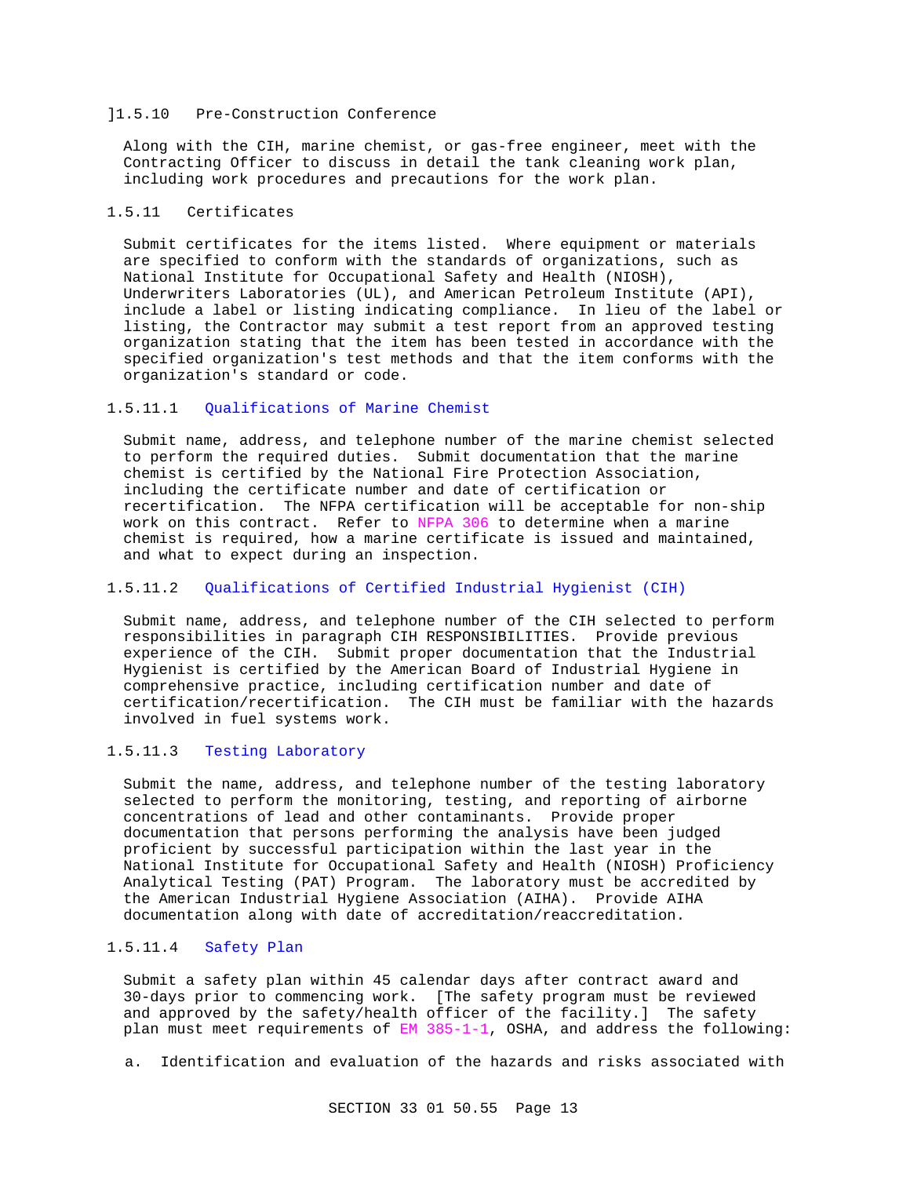]1.5.10 Pre-Construction Conference

Along with the CIH, marine chemist, or gas-free engineer, meet with the Contracting Officer to discuss in detail the tank cleaning work plan, including work procedures and precautions for the work plan.

1.5.11 Certificates

Submit certificates for the items listed. Where equipment or materials are specified to conform with the standards of organizations, such as National Institute for Occupational Safety and Health (NIOSH), Underwriters Laboratories (UL), and American Petroleum Institute (API), include a label or listing indicating compliance. In lieu of the label or listing, the Contractor may submit a test report from an approved testing organization stating that the item has been tested in accordance with the specified organization's test methods and that the item conforms with the organization's standard or code.

1.5.11.1 Qualifications of Marine Chemist

Submit name, address, and telephone number of the marine chemist selected to perform the required duties. Submit documentation that the marine chemist is certified by the National Fire Protection Association, including the certificate number and date of certification or recertification. The NFPA certification will be acceptable for non-ship work on this contract. Refer to NFPA 306 to determine when a marine chemist is required, how a marine certificate is issued and maintained, and what to expect during an inspection.

1.5.11.2 Qualifications of Certified Industrial Hygienist (CIH)

Submit name, address, and telephone number of the CIH selected to perform responsibilities in paragraph CIH RESPONSIBILITIES. Provide previous experience of the CIH. Submit proper documentation that the Industrial Hygienist is certified by the American Board of Industrial Hygiene in comprehensive practice, including certification number and date of certification/recertification. The CIH must be familiar with the hazards involved in fuel systems work.

1.5.11.3 Testing Laboratory

Submit the name, address, and telephone number of the testing laboratory selected to perform the monitoring, testing, and reporting of airborne concentrations of lead and other contaminants. Provide proper documentation that persons performing the analysis have been judged proficient by successful participation within the last year in the National Institute for Occupational Safety and Health (NIOSH) Proficiency Analytical Testing (PAT) Program. The laboratory must be accredited by the American Industrial Hygiene Association (AIHA). Provide AIHA documentation along with date of accreditation/reaccreditation.

1.5.11.4 Safety Plan

Submit a safety plan within 45 calendar days after contract award and 30-days prior to commencing work. [The safety program must be reviewed and approved by the safety/health officer of the facility.] The safety plan must meet requirements of EM 385-1-1, OSHA, and address the following:

a. Identification and evaluation of the hazards and risks associated with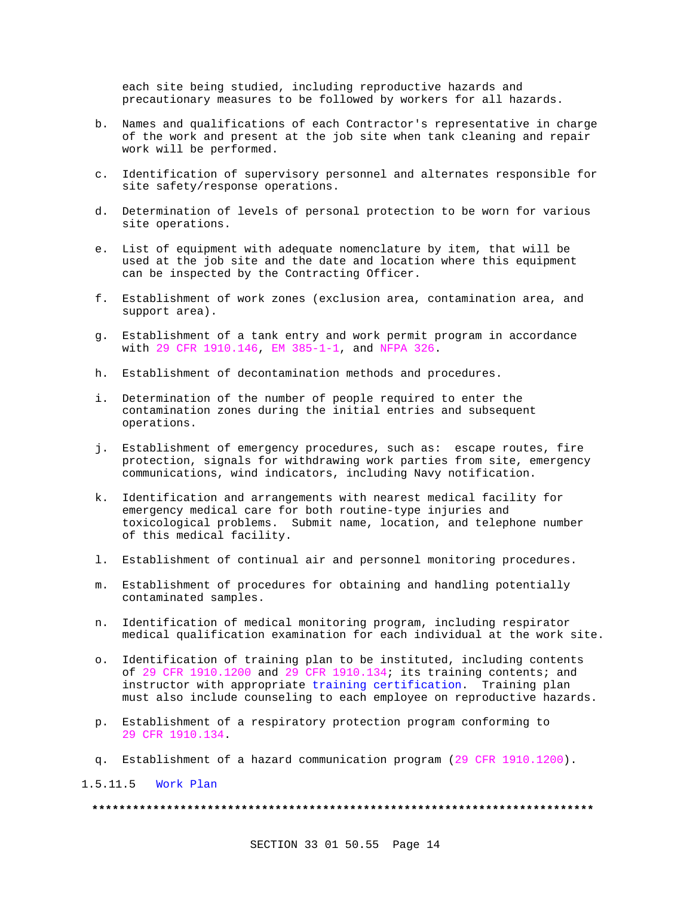each site being studied, including reproductive hazards and precautionary measures to be followed by workers for all hazards.

b. Names and qualifications of each Contractor's representative in charge of the work and present at the job site when tank cleaning and repair work will be performed.

c. Identification of supervisory personnel and alternates responsible for site safety/response operations.

d. Determination of levels of personal protection to be worn for various site operations.

e. List of equipment with adequate nomenclature by item, that will be used at the job site and the date and location where this equipment can be inspected by the Contracting Officer.

f. Establishment of work zones (exclusion area, contamination area, and support area).

g. Establishment of a tank entry and work permit program in accordance with 29 CFR 1910.146, EM 385-1-1, and NFPA 326.

h. Establishment of decontamination methods and procedures.

i. Determination of the number of people required to enter the contamination zones during the initial entries and subsequent operations.

j. Establishment of emergency procedures, such as: escape routes, fire protection, signals for withdrawing work parties from site, emergency communications, wind indicators, including Navy notification.

k. Identification and arrangements with nearest medical facility for emergency medical care for both routine-type injuries and toxicological problems. Submit name, location, and telephone number of this medical facility.

l. Establishment of continual air and personnel monitoring procedures.

m. Establishment of procedures for obtaining and handling potentially contaminated samples.

n. Identification of medical monitoring program, including respirator medical qualification examination for each individual at the work site.

o. Identification of training plan to be instituted, including contents of 29 CFR 1910.1200 and 29 CFR 1910.134; its training contents; and instructor with appropriate training certification. Training plan must also include counseling to each employee on reproductive hazards.

p. Establishment of a respiratory protection program conforming to 29 CFR 1910.134.

q. Establishment of a hazard communication program (29 CFR 1910.1200).

1.5.11.5 Work Plan

**************************************************************************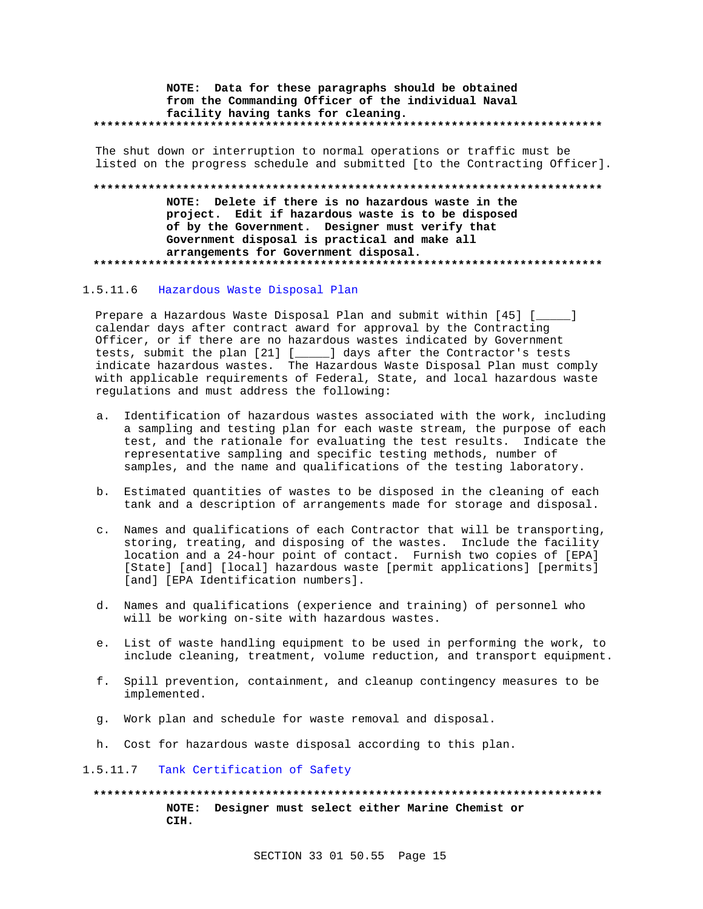**NOTE: Data for these paragraphs should be obtained from the Commanding Officer of the individual Naval facility having tanks for cleaning.**

**************************************************************************

The shut down or interruption to normal operations or traffic must be listed on the progress schedule and submitted [to the Contracting Officer].

**************************************************************************

**NOTE: Delete if there is no hazardous waste in the project. Edit if hazardous waste is to be disposed of by the Government. Designer must verify that Government disposal is practical and make all arrangements for Government disposal.**

**************************************************************************

#### 1.5.11.6 Hazardous Waste Disposal Plan

Prepare a Hazardous Waste Disposal Plan and submit within [45] [_____] calendar days after contract award for approval by the Contracting Officer, or if there are no hazardous wastes indicated by Government tests, submit the plan [21] [_____] days after the Contractor's tests indicate hazardous wastes. The Hazardous Waste Disposal Plan must comply with applicable requirements of Federal, State, and local hazardous waste regulations and must address the following:

a. Identification of hazardous wastes associated with the work, including a sampling and testing plan for each waste stream, the purpose of each test, and the rationale for evaluating the test results. Indicate the representative sampling and specific testing methods, number of samples, and the name and qualifications of the testing laboratory.

b. Estimated quantities of wastes to be disposed in the cleaning of each tank and a description of arrangements made for storage and disposal.

c. Names and qualifications of each Contractor that will be transporting, storing, treating, and disposing of the wastes. Include the facility location and a 24-hour point of contact. Furnish two copies of [EPA] [State] [and] [local] hazardous waste [permit applications] [permits] [and] [EPA Identification numbers].

d. Names and qualifications (experience and training) of personnel who will be working on-site with hazardous wastes.

e. List of waste handling equipment to be used in performing the work, to include cleaning, treatment, volume reduction, and transport equipment.

f. Spill prevention, containment, and cleanup contingency measures to be implemented.

g. Work plan and schedule for waste removal and disposal.

h. Cost for hazardous waste disposal according to this plan.

#### 1.5.11.7 Tank Certification of Safety

**************************************************************************

**NOTE: Designer must select either Marine Chemist or CIH.**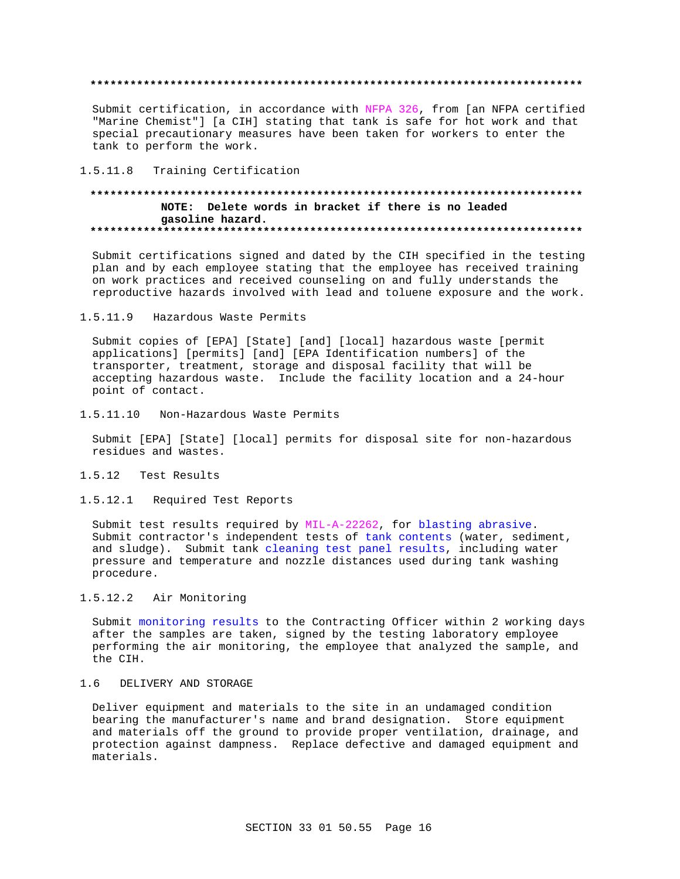**************************************************************************

Submit certification, in accordance with NFPA 326, from [an NFPA certified "Marine Chemist"] [a CIH] stating that tank is safe for hot work and that special precautionary measures have been taken for workers to enter the tank to perform the work.

#### 1.5.11.8 Training Certification

**************************************************************************

**NOTE: Delete words in bracket if there is no leaded gasoline hazard.**

**************************************************************************

Submit certifications signed and dated by the CIH specified in the testing plan and by each employee stating that the employee has received training on work practices and received counseling on and fully understands the reproductive hazards involved with lead and toluene exposure and the work.

#### 1.5.11.9 Hazardous Waste Permits

Submit copies of [EPA] [State] [and] [local] hazardous waste [permit applications] [permits] [and] [EPA Identification numbers] of the transporter, treatment, storage and disposal facility that will be accepting hazardous waste. Include the facility location and a 24-hour point of contact.

#### 1.5.11.10 Non-Hazardous Waste Permits

Submit [EPA] [State] [local] permits for disposal site for non-hazardous residues and wastes.

### 1.5.12 Test Results

#### 1.5.12.1 Required Test Reports

Submit test results required by MIL-A-22262, for blasting abrasive. Submit contractor's independent tests of tank contents (water, sediment, and sludge). Submit tank cleaning test panel results, including water pressure and temperature and nozzle distances used during tank washing procedure.

#### 1.5.12.2 Air Monitoring

Submit monitoring results to the Contracting Officer within 2 working days after the samples are taken, signed by the testing laboratory employee performing the air monitoring, the employee that analyzed the sample, and the CIH.

## 1.6 DELIVERY AND STORAGE

Deliver equipment and materials to the site in an undamaged condition bearing the manufacturer's name and brand designation. Store equipment and materials off the ground to provide proper ventilation, drainage, and protection against dampness. Replace defective and damaged equipment and materials.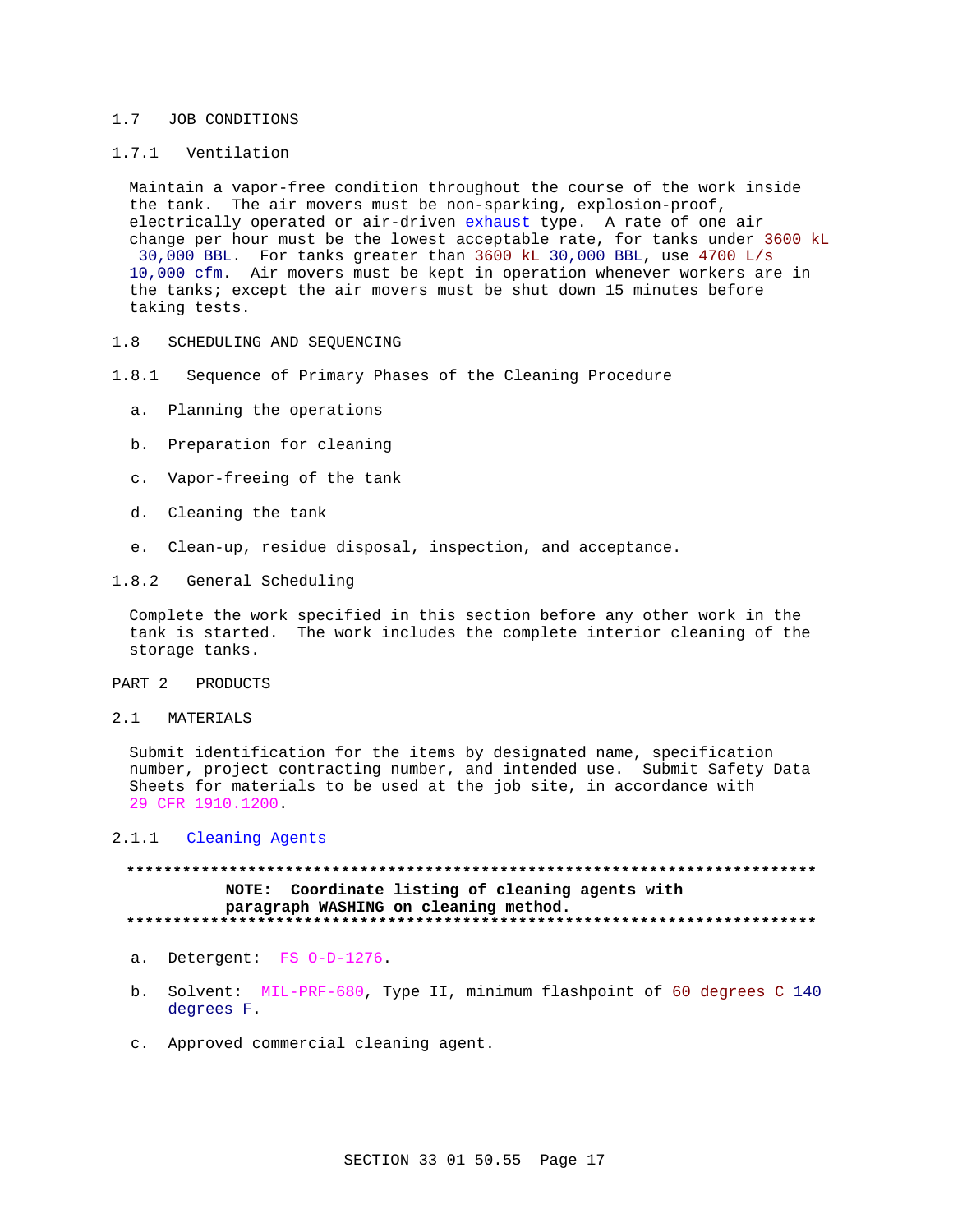## 1.7 JOB CONDITIONS

### 1.7.1 Ventilation

Maintain a vapor-free condition throughout the course of the work inside the tank. The air movers must be non-sparking, explosion-proof, electrically operated or air-driven exhaust type. A rate of one air change per hour must be the lowest acceptable rate, for tanks under 3600 kL 30,000 BBL. For tanks greater than 3600 kL 30,000 BBL, use 4700 L/s 10,000 cfm. Air movers must be kept in operation whenever workers are in the tanks; except the air movers must be shut down 15 minutes before taking tests.

## 1.8 SCHEDULING AND SEQUENCING

### 1.8.1 Sequence of Primary Phases of the Cleaning Procedure

a. Planning the operations

b. Preparation for cleaning

c. Vapor-freeing of the tank

d. Cleaning the tank

e. Clean-up, residue disposal, inspection, and acceptance.

### 1.8.2 General Scheduling

Complete the work specified in this section before any other work in the tank is started. The work includes the complete interior cleaning of the storage tanks.

# PART 2 PRODUCTS

## 2.1 MATERIALS

Submit identification for the items by designated name, specification number, project contracting number, and intended use. Submit Safety Data Sheets for materials to be used at the job site, in accordance with 29 CFR 1910.1200.

### 2.1.1 Cleaning Agents

**************************************************************************

**NOTE: Coordinate listing of cleaning agents with paragraph WASHING on cleaning method.**

**************************************************************************

a. Detergent: FS O-D-1276.

b. Solvent: MIL-PRF-680, Type II, minimum flashpoint of 60 degrees C 140 degrees F.

c. Approved commercial cleaning agent.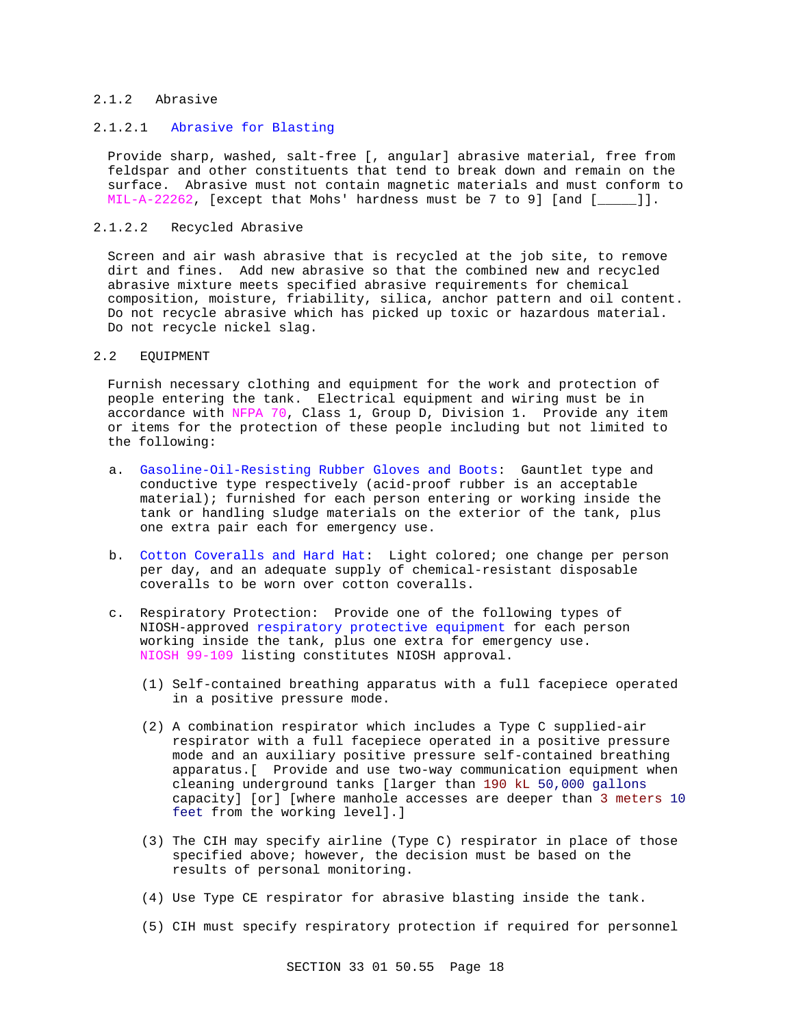#### 2.1.2 Abrasive

##### 2.1.2.1 Abrasive for Blasting

Provide sharp, washed, salt-free [, angular] abrasive material, free from feldspar and other constituents that tend to break down and remain on the surface. Abrasive must not contain magnetic materials and must conform to MIL-A-22262, [except that Mohs' hardness must be 7 to 9] [and [_____]].

##### 2.1.2.2 Recycled Abrasive

Screen and air wash abrasive that is recycled at the job site, to remove dirt and fines. Add new abrasive so that the combined new and recycled abrasive mixture meets specified abrasive requirements for chemical composition, moisture, friability, silica, anchor pattern and oil content. Do not recycle abrasive which has picked up toxic or hazardous material. Do not recycle nickel slag.

### 2.2 EQUIPMENT

Furnish necessary clothing and equipment for the work and protection of people entering the tank. Electrical equipment and wiring must be in accordance with NFPA 70, Class 1, Group D, Division 1. Provide any item or items for the protection of these people including but not limited to the following:

a. Gasoline-Oil-Resisting Rubber Gloves and Boots: Gauntlet type and conductive type respectively (acid-proof rubber is an acceptable material); furnished for each person entering or working inside the tank or handling sludge materials on the exterior of the tank, plus one extra pair each for emergency use.

b. Cotton Coveralls and Hard Hat: Light colored; one change per person per day, and an adequate supply of chemical-resistant disposable coveralls to be worn over cotton coveralls.

c. Respiratory Protection: Provide one of the following types of NIOSH-approved respiratory protective equipment for each person working inside the tank, plus one extra for emergency use. NIOSH 99-109 listing constitutes NIOSH approval.

   (1) Self-contained breathing apparatus with a full facepiece operated in a positive pressure mode.

   (2) A combination respirator which includes a Type C supplied-air respirator with a full facepiece operated in a positive pressure mode and an auxiliary positive pressure self-contained breathing apparatus.[ Provide and use two-way communication equipment when cleaning underground tanks [larger than 190 kL 50,000 gallons capacity] [or] [where manhole accesses are deeper than 3 meters 10 feet from the working level].]

   (3) The CIH may specify airline (Type C) respirator in place of those specified above; however, the decision must be based on the results of personal monitoring.

   (4) Use Type CE respirator for abrasive blasting inside the tank.

   (5) CIH must specify respiratory protection if required for personnel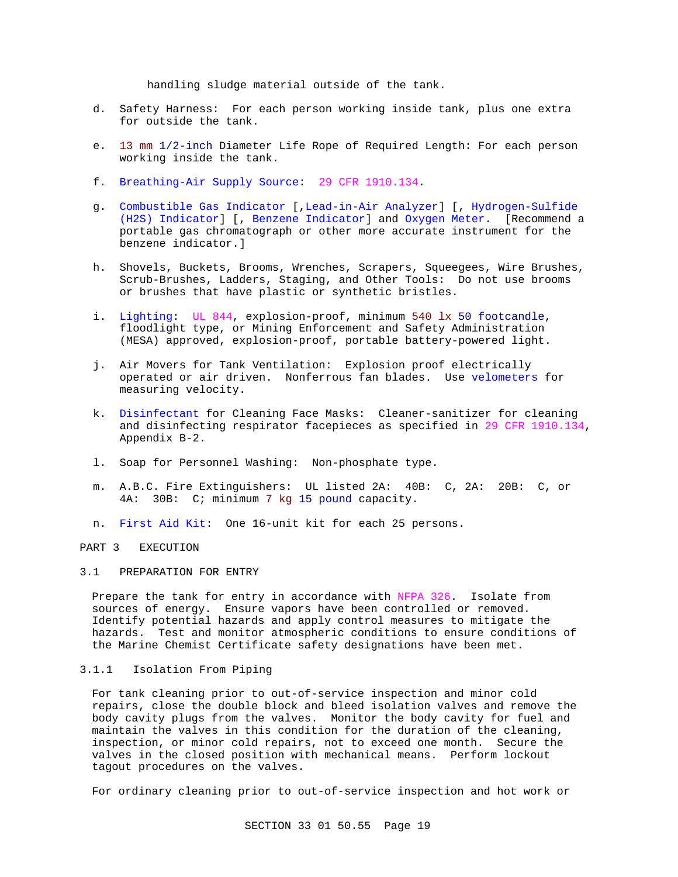handling sludge material outside of the tank.

d. Safety Harness: For each person working inside tank, plus one extra for outside the tank.

e. 13 mm 1/2-inch Diameter Life Rope of Required Length: For each person working inside the tank.

f. Breathing-Air Supply Source: 29 CFR 1910.134.

g. Combustible Gas Indicator [,Lead-in-Air Analyzer] [, Hydrogen-Sulfide (H2S) Indicator] [, Benzene Indicator] and Oxygen Meter. [Recommend a portable gas chromatograph or other more accurate instrument for the benzene indicator.]

h. Shovels, Buckets, Brooms, Wrenches, Scrapers, Squeegees, Wire Brushes, Scrub-Brushes, Ladders, Staging, and Other Tools: Do not use brooms or brushes that have plastic or synthetic bristles.

i. Lighting: UL 844, explosion-proof, minimum 540 lx 50 footcandle, floodlight type, or Mining Enforcement and Safety Administration (MESA) approved, explosion-proof, portable battery-powered light.

j. Air Movers for Tank Ventilation: Explosion proof electrically operated or air driven. Nonferrous fan blades. Use velometers for measuring velocity.

k. Disinfectant for Cleaning Face Masks: Cleaner-sanitizer for cleaning and disinfecting respirator facepieces as specified in 29 CFR 1910.134, Appendix B-2.

l. Soap for Personnel Washing: Non-phosphate type.

m. A.B.C. Fire Extinguishers: UL listed 2A: 40B: C, 2A: 20B: C, or 4A: 30B: C; minimum 7 kg 15 pound capacity.

n. First Aid Kit: One 16-unit kit for each 25 persons.

# PART 3 EXECUTION

## 3.1 PREPARATION FOR ENTRY

Prepare the tank for entry in accordance with NFPA 326. Isolate from sources of energy. Ensure vapors have been controlled or removed. Identify potential hazards and apply control measures to mitigate the hazards. Test and monitor atmospheric conditions to ensure conditions of the Marine Chemist Certificate safety designations have been met.

### 3.1.1 Isolation From Piping

For tank cleaning prior to out-of-service inspection and minor cold repairs, close the double block and bleed isolation valves and remove the body cavity plugs from the valves. Monitor the body cavity for fuel and maintain the valves in this condition for the duration of the cleaning, inspection, or minor cold repairs, not to exceed one month. Secure the valves in the closed position with mechanical means. Perform lockout tagout procedures on the valves.

For ordinary cleaning prior to out-of-service inspection and hot work or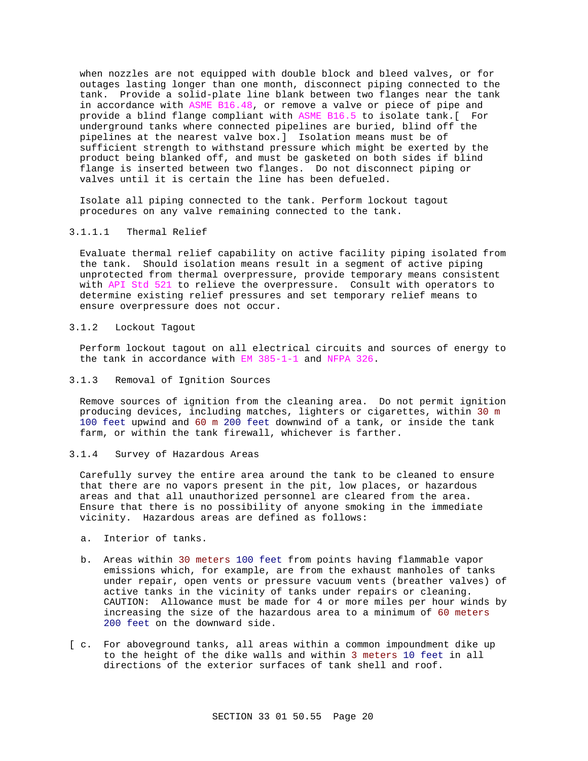when nozzles are not equipped with double block and bleed valves, or for outages lasting longer than one month, disconnect piping connected to the tank. Provide a solid-plate line blank between two flanges near the tank in accordance with ASME B16.48, or remove a valve or piece of pipe and provide a blind flange compliant with ASME B16.5 to isolate tank.[ For underground tanks where connected pipelines are buried, blind off the pipelines at the nearest valve box.] Isolation means must be of sufficient strength to withstand pressure which might be exerted by the product being blanked off, and must be gasketed on both sides if blind flange is inserted between two flanges. Do not disconnect piping or valves until it is certain the line has been defueled.

Isolate all piping connected to the tank. Perform lockout tagout procedures on any valve remaining connected to the tank.

#### 3.1.1.1 Thermal Relief

Evaluate thermal relief capability on active facility piping isolated from the tank. Should isolation means result in a segment of active piping unprotected from thermal overpressure, provide temporary means consistent with API Std 521 to relieve the overpressure. Consult with operators to determine existing relief pressures and set temporary relief means to ensure overpressure does not occur.

### 3.1.2 Lockout Tagout

Perform lockout tagout on all electrical circuits and sources of energy to the tank in accordance with EM 385-1-1 and NFPA 326.

### 3.1.3 Removal of Ignition Sources

Remove sources of ignition from the cleaning area. Do not permit ignition producing devices, including matches, lighters or cigarettes, within 30 m 100 feet upwind and 60 m 200 feet downwind of a tank, or inside the tank farm, or within the tank firewall, whichever is farther.

### 3.1.4 Survey of Hazardous Areas

Carefully survey the entire area around the tank to be cleaned to ensure that there are no vapors present in the pit, low places, or hazardous areas and that all unauthorized personnel are cleared from the area. Ensure that there is no possibility of anyone smoking in the immediate vicinity. Hazardous areas are defined as follows:

a. Interior of tanks.

b. Areas within 30 meters 100 feet from points having flammable vapor emissions which, for example, are from the exhaust manholes of tanks under repair, open vents or pressure vacuum vents (breather valves) of active tanks in the vicinity of tanks under repairs or cleaning. CAUTION: Allowance must be made for 4 or more miles per hour winds by increasing the size of the hazardous area to a minimum of 60 meters 200 feet on the downward side.

[ c. For aboveground tanks, all areas within a common impoundment dike up to the height of the dike walls and within 3 meters 10 feet in all directions of the exterior surfaces of tank shell and roof.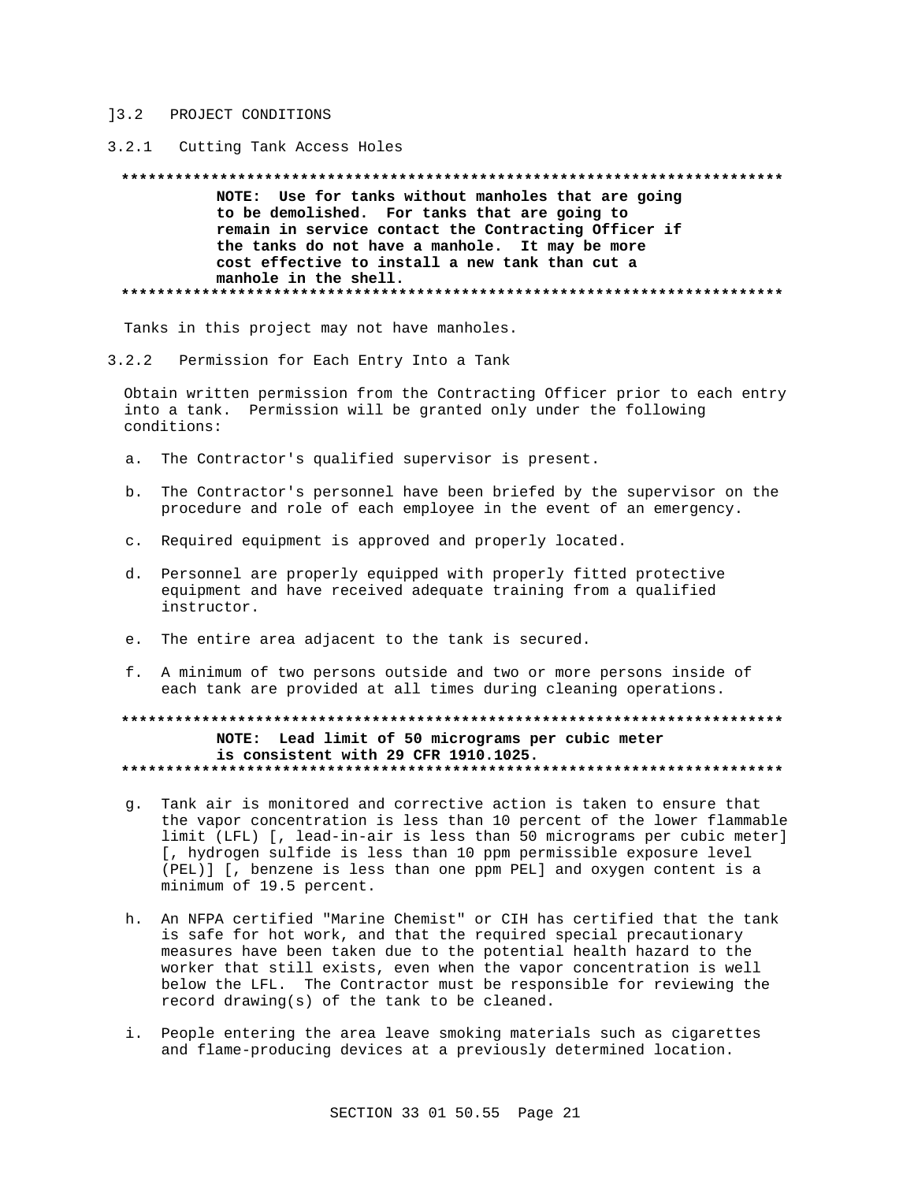]3.2 PROJECT CONDITIONS

3.2.1 Cutting Tank Access Holes

**************************************************************************

**NOTE: Use for tanks without manholes that are going to be demolished. For tanks that are going to remain in service contact the Contracting Officer if the tanks do not have a manhole. It may be more cost effective to install a new tank than cut a manhole in the shell.**

**************************************************************************

Tanks in this project may not have manholes.

3.2.2 Permission for Each Entry Into a Tank

Obtain written permission from the Contracting Officer prior to each entry into a tank. Permission will be granted only under the following conditions:

a. The Contractor's qualified supervisor is present.

b. The Contractor's personnel have been briefed by the supervisor on the procedure and role of each employee in the event of an emergency.

c. Required equipment is approved and properly located.

d. Personnel are properly equipped with properly fitted protective equipment and have received adequate training from a qualified instructor.

e. The entire area adjacent to the tank is secured.

f. A minimum of two persons outside and two or more persons inside of each tank are provided at all times during cleaning operations.

**************************************************************************

**NOTE: Lead limit of 50 micrograms per cubic meter is consistent with 29 CFR 1910.1025.**

**************************************************************************

g. Tank air is monitored and corrective action is taken to ensure that the vapor concentration is less than 10 percent of the lower flammable limit (LFL) [, lead-in-air is less than 50 micrograms per cubic meter] [, hydrogen sulfide is less than 10 ppm permissible exposure level (PEL)] [, benzene is less than one ppm PEL] and oxygen content is a minimum of 19.5 percent.

h. An NFPA certified "Marine Chemist" or CIH has certified that the tank is safe for hot work, and that the required special precautionary measures have been taken due to the potential health hazard to the worker that still exists, even when the vapor concentration is well below the LFL. The Contractor must be responsible for reviewing the record drawing(s) of the tank to be cleaned.

i. People entering the area leave smoking materials such as cigarettes and flame-producing devices at a previously determined location.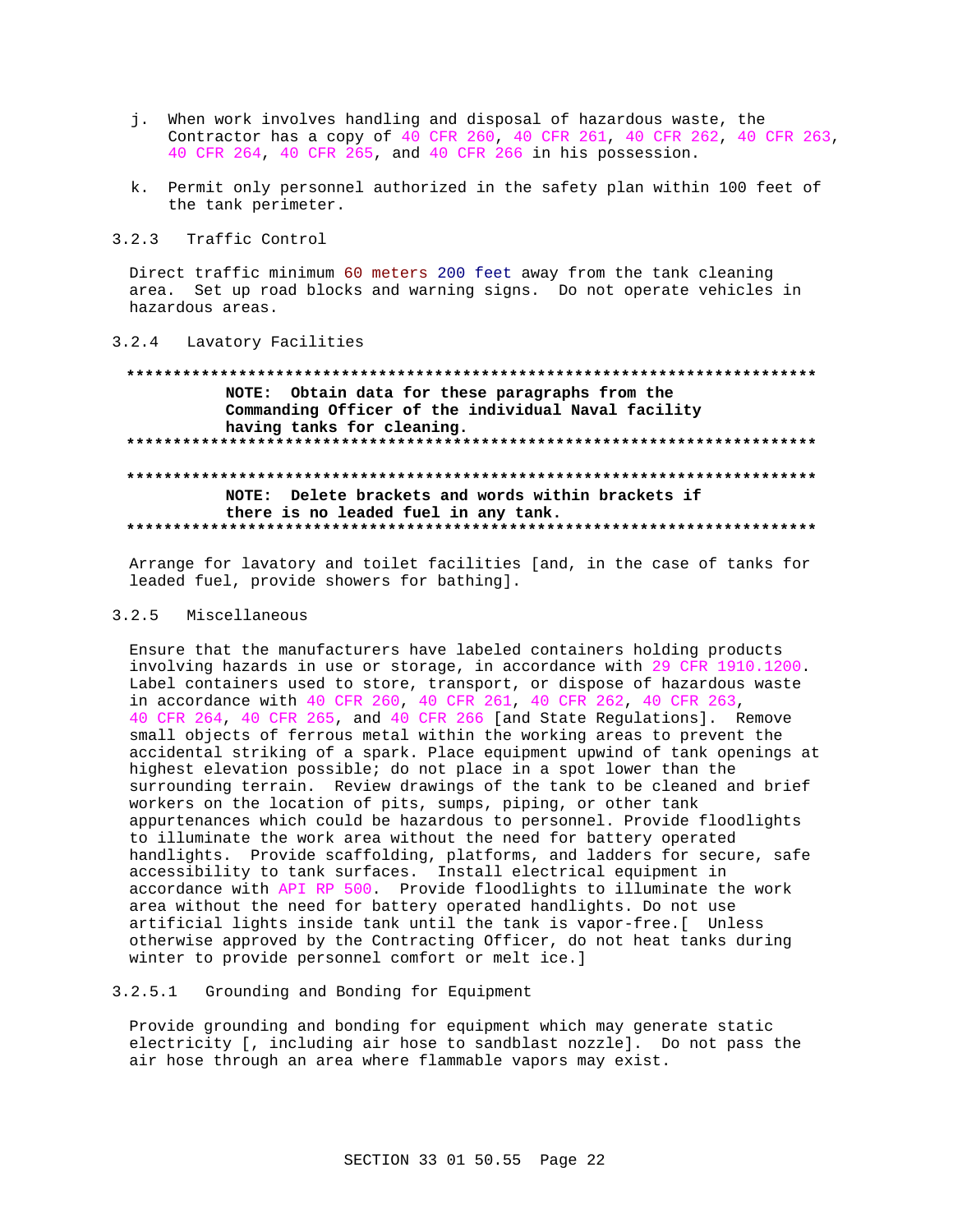j. When work involves handling and disposal of hazardous waste, the Contractor has a copy of 40 CFR 260, 40 CFR 261, 40 CFR 262, 40 CFR 263, 40 CFR 264, 40 CFR 265, and 40 CFR 266 in his possession.

k. Permit only personnel authorized in the safety plan within 100 feet of the tank perimeter.

### 3.2.3 Traffic Control

Direct traffic minimum 60 meters 200 feet away from the tank cleaning area. Set up road blocks and warning signs. Do not operate vehicles in hazardous areas.

### 3.2.4 Lavatory Facilities

**************************************************************************
**NOTE: Obtain data for these paragraphs from the Commanding Officer of the individual Naval facility having tanks for cleaning.**
**************************************************************************

**************************************************************************
**NOTE: Delete brackets and words within brackets if there is no leaded fuel in any tank.**
**************************************************************************

Arrange for lavatory and toilet facilities [and, in the case of tanks for leaded fuel, provide showers for bathing].

### 3.2.5 Miscellaneous

Ensure that the manufacturers have labeled containers holding products involving hazards in use or storage, in accordance with 29 CFR 1910.1200. Label containers used to store, transport, or dispose of hazardous waste in accordance with 40 CFR 260, 40 CFR 261, 40 CFR 262, 40 CFR 263, 40 CFR 264, 40 CFR 265, and 40 CFR 266 [and State Regulations]. Remove small objects of ferrous metal within the working areas to prevent the accidental striking of a spark. Place equipment upwind of tank openings at highest elevation possible; do not place in a spot lower than the surrounding terrain. Review drawings of the tank to be cleaned and brief workers on the location of pits, sumps, piping, or other tank appurtenances which could be hazardous to personnel. Provide floodlights to illuminate the work area without the need for battery operated handlights. Provide scaffolding, platforms, and ladders for secure, safe accessibility to tank surfaces. Install electrical equipment in accordance with API RP 500. Provide floodlights to illuminate the work area without the need for battery operated handlights. Do not use artificial lights inside tank until the tank is vapor-free.[ Unless otherwise approved by the Contracting Officer, do not heat tanks during winter to provide personnel comfort or melt ice.]

#### 3.2.5.1 Grounding and Bonding for Equipment

Provide grounding and bonding for equipment which may generate static electricity [, including air hose to sandblast nozzle]. Do not pass the air hose through an area where flammable vapors may exist.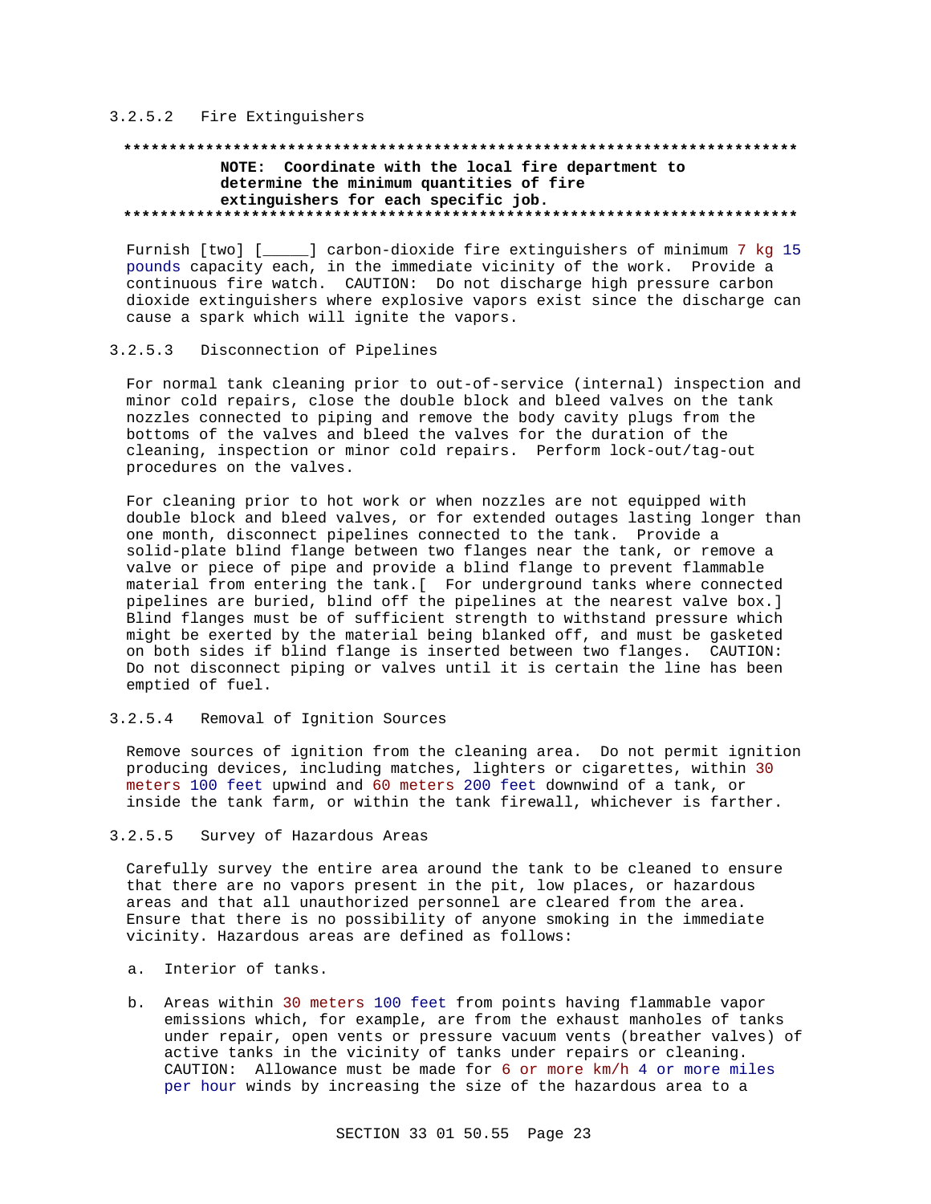#### 3.2.5.2 Fire Extinguishers

**************************************************************************
**NOTE: Coordinate with the local fire department to determine the minimum quantities of fire extinguishers for each specific job.**
**************************************************************************

Furnish [two] [_____] carbon-dioxide fire extinguishers of minimum 7 kg 15 pounds capacity each, in the immediate vicinity of the work. Provide a continuous fire watch. CAUTION: Do not discharge high pressure carbon dioxide extinguishers where explosive vapors exist since the discharge can cause a spark which will ignite the vapors.

#### 3.2.5.3 Disconnection of Pipelines

For normal tank cleaning prior to out-of-service (internal) inspection and minor cold repairs, close the double block and bleed valves on the tank nozzles connected to piping and remove the body cavity plugs from the bottoms of the valves and bleed the valves for the duration of the cleaning, inspection or minor cold repairs. Perform lock-out/tag-out procedures on the valves.

For cleaning prior to hot work or when nozzles are not equipped with double block and bleed valves, or for extended outages lasting longer than one month, disconnect pipelines connected to the tank. Provide a solid-plate blind flange between two flanges near the tank, or remove a valve or piece of pipe and provide a blind flange to prevent flammable material from entering the tank.[ For underground tanks where connected pipelines are buried, blind off the pipelines at the nearest valve box.] Blind flanges must be of sufficient strength to withstand pressure which might be exerted by the material being blanked off, and must be gasketed on both sides if blind flange is inserted between two flanges. CAUTION: Do not disconnect piping or valves until it is certain the line has been emptied of fuel.

#### 3.2.5.4 Removal of Ignition Sources

Remove sources of ignition from the cleaning area. Do not permit ignition producing devices, including matches, lighters or cigarettes, within 30 meters 100 feet upwind and 60 meters 200 feet downwind of a tank, or inside the tank farm, or within the tank firewall, whichever is farther.

#### 3.2.5.5 Survey of Hazardous Areas

Carefully survey the entire area around the tank to be cleaned to ensure that there are no vapors present in the pit, low places, or hazardous areas and that all unauthorized personnel are cleared from the area. Ensure that there is no possibility of anyone smoking in the immediate vicinity. Hazardous areas are defined as follows:

a. Interior of tanks.

b. Areas within 30 meters 100 feet from points having flammable vapor emissions which, for example, are from the exhaust manholes of tanks under repair, open vents or pressure vacuum vents (breather valves) of active tanks in the vicinity of tanks under repairs or cleaning. CAUTION: Allowance must be made for 6 or more km/h 4 or more miles per hour winds by increasing the size of the hazardous area to a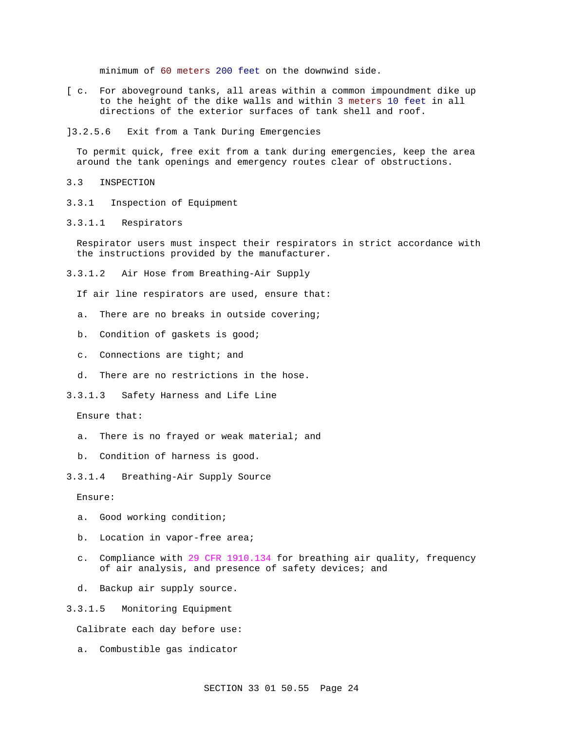minimum of 60 meters 200 feet on the downwind side.

[ c. For aboveground tanks, all areas within a common impoundment dike up to the height of the dike walls and within 3 meters 10 feet in all directions of the exterior surfaces of tank shell and roof.

]3.2.5.6 Exit from a Tank During Emergencies

To permit quick, free exit from a tank during emergencies, keep the area around the tank openings and emergency routes clear of obstructions.

## 3.3 INSPECTION

### 3.3.1 Inspection of Equipment

#### 3.3.1.1 Respirators

Respirator users must inspect their respirators in strict accordance with the instructions provided by the manufacturer.

#### 3.3.1.2 Air Hose from Breathing-Air Supply

If air line respirators are used, ensure that:

a. There are no breaks in outside covering;

b. Condition of gaskets is good;

c. Connections are tight; and

d. There are no restrictions in the hose.

#### 3.3.1.3 Safety Harness and Life Line

Ensure that:

a. There is no frayed or weak material; and

b. Condition of harness is good.

#### 3.3.1.4 Breathing-Air Supply Source

Ensure:

a. Good working condition;

b. Location in vapor-free area;

c. Compliance with 29 CFR 1910.134 for breathing air quality, frequency of air analysis, and presence of safety devices; and

d. Backup air supply source.

#### 3.3.1.5 Monitoring Equipment

Calibrate each day before use:

a. Combustible gas indicator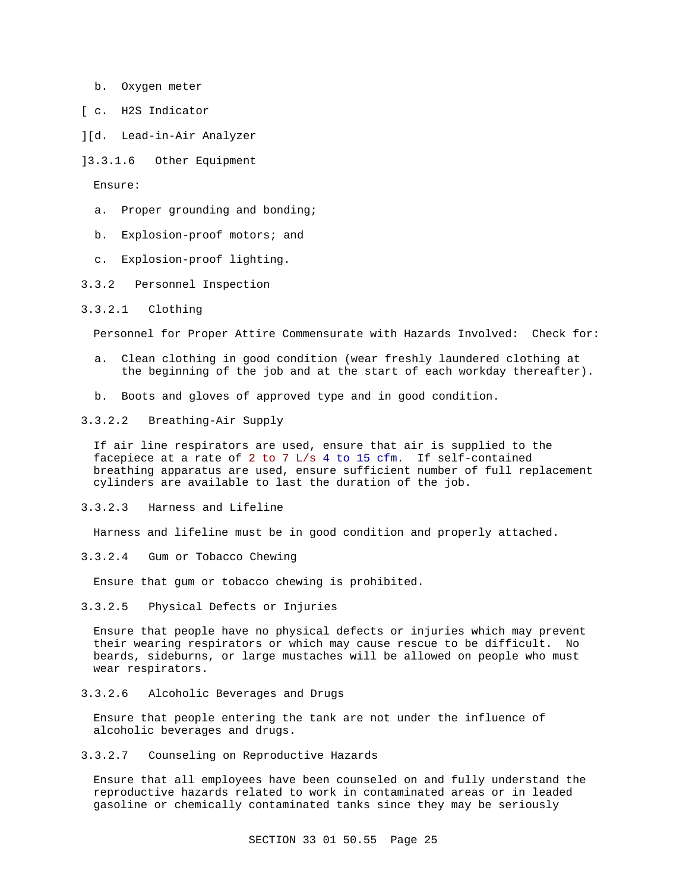b. Oxygen meter

[ c. H2S Indicator

][d. Lead-in-Air Analyzer

]3.3.1.6 Other Equipment

Ensure:

a. Proper grounding and bonding;

b. Explosion-proof motors; and

c. Explosion-proof lighting.

### 3.3.2 Personnel Inspection

#### 3.3.2.1 Clothing

Personnel for Proper Attire Commensurate with Hazards Involved: Check for:

a. Clean clothing in good condition (wear freshly laundered clothing at the beginning of the job and at the start of each workday thereafter).

b. Boots and gloves of approved type and in good condition.

#### 3.3.2.2 Breathing-Air Supply

If air line respirators are used, ensure that air is supplied to the facepiece at a rate of 2 to 7 L/s 4 to 15 cfm. If self-contained breathing apparatus are used, ensure sufficient number of full replacement cylinders are available to last the duration of the job.

#### 3.3.2.3 Harness and Lifeline

Harness and lifeline must be in good condition and properly attached.

#### 3.3.2.4 Gum or Tobacco Chewing

Ensure that gum or tobacco chewing is prohibited.

#### 3.3.2.5 Physical Defects or Injuries

Ensure that people have no physical defects or injuries which may prevent their wearing respirators or which may cause rescue to be difficult. No beards, sideburns, or large mustaches will be allowed on people who must wear respirators.

#### 3.3.2.6 Alcoholic Beverages and Drugs

Ensure that people entering the tank are not under the influence of alcoholic beverages and drugs.

#### 3.3.2.7 Counseling on Reproductive Hazards

Ensure that all employees have been counseled on and fully understand the reproductive hazards related to work in contaminated areas or in leaded gasoline or chemically contaminated tanks since they may be seriously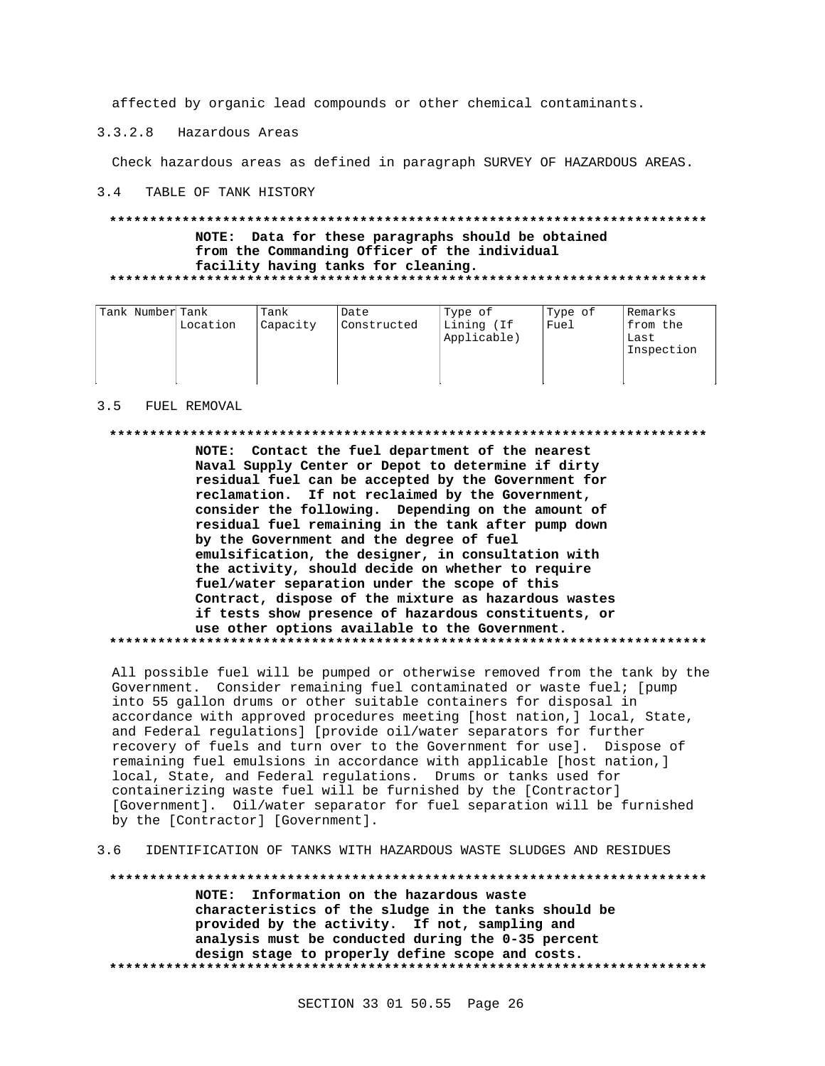affected by organic lead compounds or other chemical contaminants.

#### 3.3.2.8 Hazardous Areas

Check hazardous areas as defined in paragraph SURVEY OF HAZARDOUS AREAS.

## 3.4 TABLE OF TANK HISTORY

**************************************************************************

**NOTE: Data for these paragraphs should be obtained from the Commanding Officer of the individual facility having tanks for cleaning.**

**************************************************************************

| Tank Number | Tank Location | Tank Capacity | Date Constructed | Type of Lining (If Applicable) | Type of Fuel | Remarks from the Last Inspection |
|---|---|---|---|---|---|---|
| | | | | | | |

## 3.5 FUEL REMOVAL

**************************************************************************

**NOTE: Contact the fuel department of the nearest Naval Supply Center or Depot to determine if dirty residual fuel can be accepted by the Government for reclamation. If not reclaimed by the Government, consider the following. Depending on the amount of residual fuel remaining in the tank after pump down by the Government and the degree of fuel emulsification, the designer, in consultation with the activity, should decide on whether to require fuel/water separation under the scope of this Contract, dispose of the mixture as hazardous wastes if tests show presence of hazardous constituents, or use other options available to the Government.**

**************************************************************************

All possible fuel will be pumped or otherwise removed from the tank by the Government. Consider remaining fuel contaminated or waste fuel; [pump into 55 gallon drums or other suitable containers for disposal in accordance with approved procedures meeting [host nation,] local, State, and Federal regulations] [provide oil/water separators for further recovery of fuels and turn over to the Government for use]. Dispose of remaining fuel emulsions in accordance with applicable [host nation,] local, State, and Federal regulations. Drums or tanks used for containerizing waste fuel will be furnished by the [Contractor] [Government]. Oil/water separator for fuel separation will be furnished by the [Contractor] [Government].

## 3.6 IDENTIFICATION OF TANKS WITH HAZARDOUS WASTE SLUDGES AND RESIDUES

**************************************************************************

**NOTE: Information on the hazardous waste characteristics of the sludge in the tanks should be provided by the activity. If not, sampling and analysis must be conducted during the 0-35 percent design stage to properly define scope and costs.**

**************************************************************************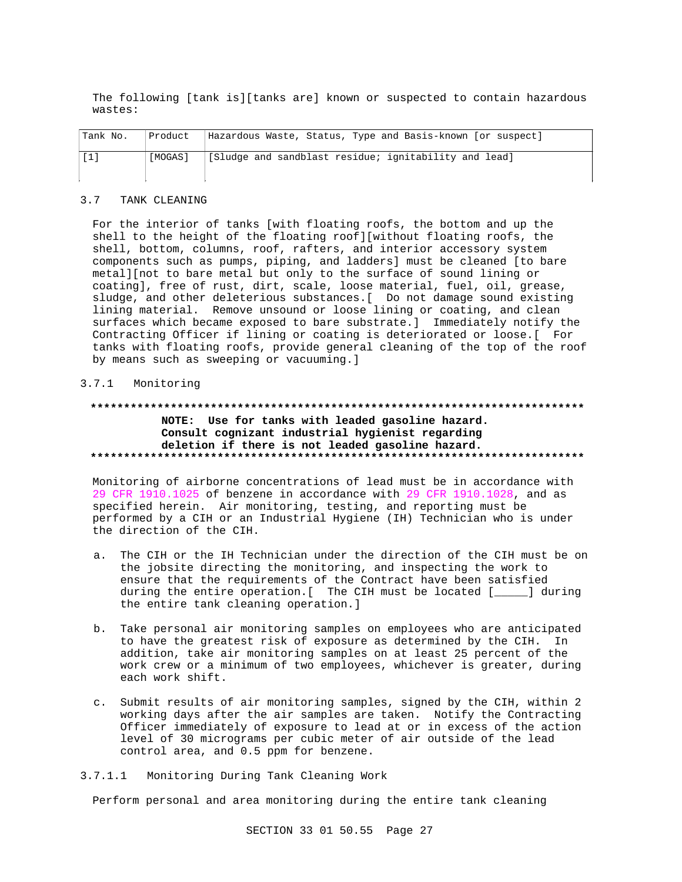The following [tank is][tanks are] known or suspected to contain hazardous wastes:

| Tank No. | Product | Hazardous Waste, Status, Type and Basis-known [or suspect] |
|---|---|---|
| [1] | [MOGAS] | [Sludge and sandblast residue; ignitability and lead] |

### 3.7 TANK CLEANING

For the interior of tanks [with floating roofs, the bottom and up the shell to the height of the floating roof][without floating roofs, the shell, bottom, columns, roof, rafters, and interior accessory system components such as pumps, piping, and ladders] must be cleaned [to bare metal][not to bare metal but only to the surface of sound lining or coating], free of rust, dirt, scale, loose material, fuel, oil, grease, sludge, and other deleterious substances.[ Do not damage sound existing lining material. Remove unsound or loose lining or coating, and clean surfaces which became exposed to bare substrate.] Immediately notify the Contracting Officer if lining or coating is deteriorated or loose.[ For tanks with floating roofs, provide general cleaning of the top of the roof by means such as sweeping or vacuuming.]

#### 3.7.1 Monitoring

**************************************************************************

**NOTE: Use for tanks with leaded gasoline hazard. Consult cognizant industrial hygienist regarding deletion if there is not leaded gasoline hazard.**

**************************************************************************

Monitoring of airborne concentrations of lead must be in accordance with 29 CFR 1910.1025 of benzene in accordance with 29 CFR 1910.1028, and as specified herein. Air monitoring, testing, and reporting must be performed by a CIH or an Industrial Hygiene (IH) Technician who is under the direction of the CIH.

a. The CIH or the IH Technician under the direction of the CIH must be on the jobsite directing the monitoring, and inspecting the work to ensure that the requirements of the Contract have been satisfied during the entire operation.[ The CIH must be located [_____] during the entire tank cleaning operation.]

b. Take personal air monitoring samples on employees who are anticipated to have the greatest risk of exposure as determined by the CIH. In addition, take air monitoring samples on at least 25 percent of the work crew or a minimum of two employees, whichever is greater, during each work shift.

c. Submit results of air monitoring samples, signed by the CIH, within 2 working days after the air samples are taken. Notify the Contracting Officer immediately of exposure to lead at or in excess of the action level of 30 micrograms per cubic meter of air outside of the lead control area, and 0.5 ppm for benzene.

##### 3.7.1.1 Monitoring During Tank Cleaning Work

Perform personal and area monitoring during the entire tank cleaning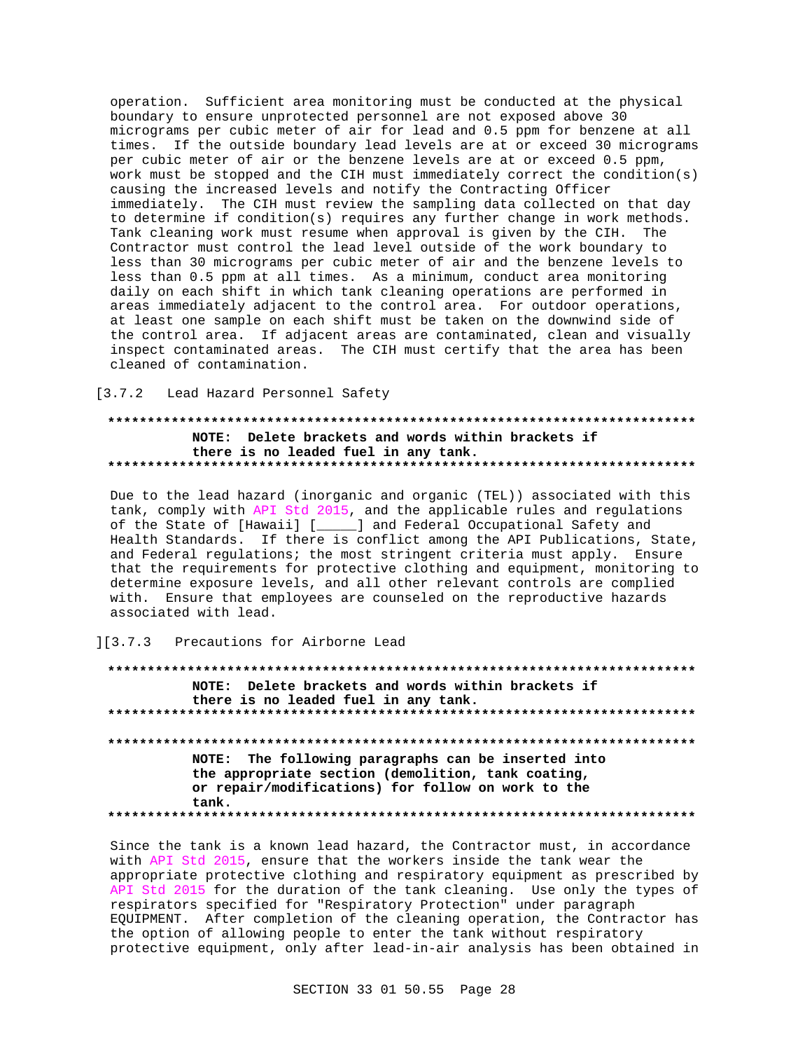operation. Sufficient area monitoring must be conducted at the physical boundary to ensure unprotected personnel are not exposed above 30 micrograms per cubic meter of air for lead and 0.5 ppm for benzene at all times. If the outside boundary lead levels are at or exceed 30 micrograms per cubic meter of air or the benzene levels are at or exceed 0.5 ppm, work must be stopped and the CIH must immediately correct the condition(s) causing the increased levels and notify the Contracting Officer immediately. The CIH must review the sampling data collected on that day to determine if condition(s) requires any further change in work methods. Tank cleaning work must resume when approval is given by the CIH. The Contractor must control the lead level outside of the work boundary to less than 30 micrograms per cubic meter of air and the benzene levels to less than 0.5 ppm at all times. As a minimum, conduct area monitoring daily on each shift in which tank cleaning operations are performed in areas immediately adjacent to the control area. For outdoor operations, at least one sample on each shift must be taken on the downwind side of the control area. If adjacent areas are contaminated, clean and visually inspect contaminated areas. The CIH must certify that the area has been cleaned of contamination.

[3.7.2 Lead Hazard Personnel Safety

**************************************************************************

**NOTE: Delete brackets and words within brackets if there is no leaded fuel in any tank.**

**************************************************************************

Due to the lead hazard (inorganic and organic (TEL)) associated with this tank, comply with API Std 2015, and the applicable rules and regulations of the State of [Hawaii] [_____] and Federal Occupational Safety and Health Standards. If there is conflict among the API Publications, State, and Federal regulations; the most stringent criteria must apply. Ensure that the requirements for protective clothing and equipment, monitoring to determine exposure levels, and all other relevant controls are complied with. Ensure that employees are counseled on the reproductive hazards associated with lead.

][3.7.3 Precautions for Airborne Lead

**************************************************************************

**NOTE: Delete brackets and words within brackets if there is no leaded fuel in any tank.**

**************************************************************************

**************************************************************************

**NOTE: The following paragraphs can be inserted into the appropriate section (demolition, tank coating, or repair/modifications) for follow on work to the tank.**

**************************************************************************

Since the tank is a known lead hazard, the Contractor must, in accordance with API Std 2015, ensure that the workers inside the tank wear the appropriate protective clothing and respiratory equipment as prescribed by API Std 2015 for the duration of the tank cleaning. Use only the types of respirators specified for "Respiratory Protection" under paragraph EQUIPMENT. After completion of the cleaning operation, the Contractor has the option of allowing people to enter the tank without respiratory protective equipment, only after lead-in-air analysis has been obtained in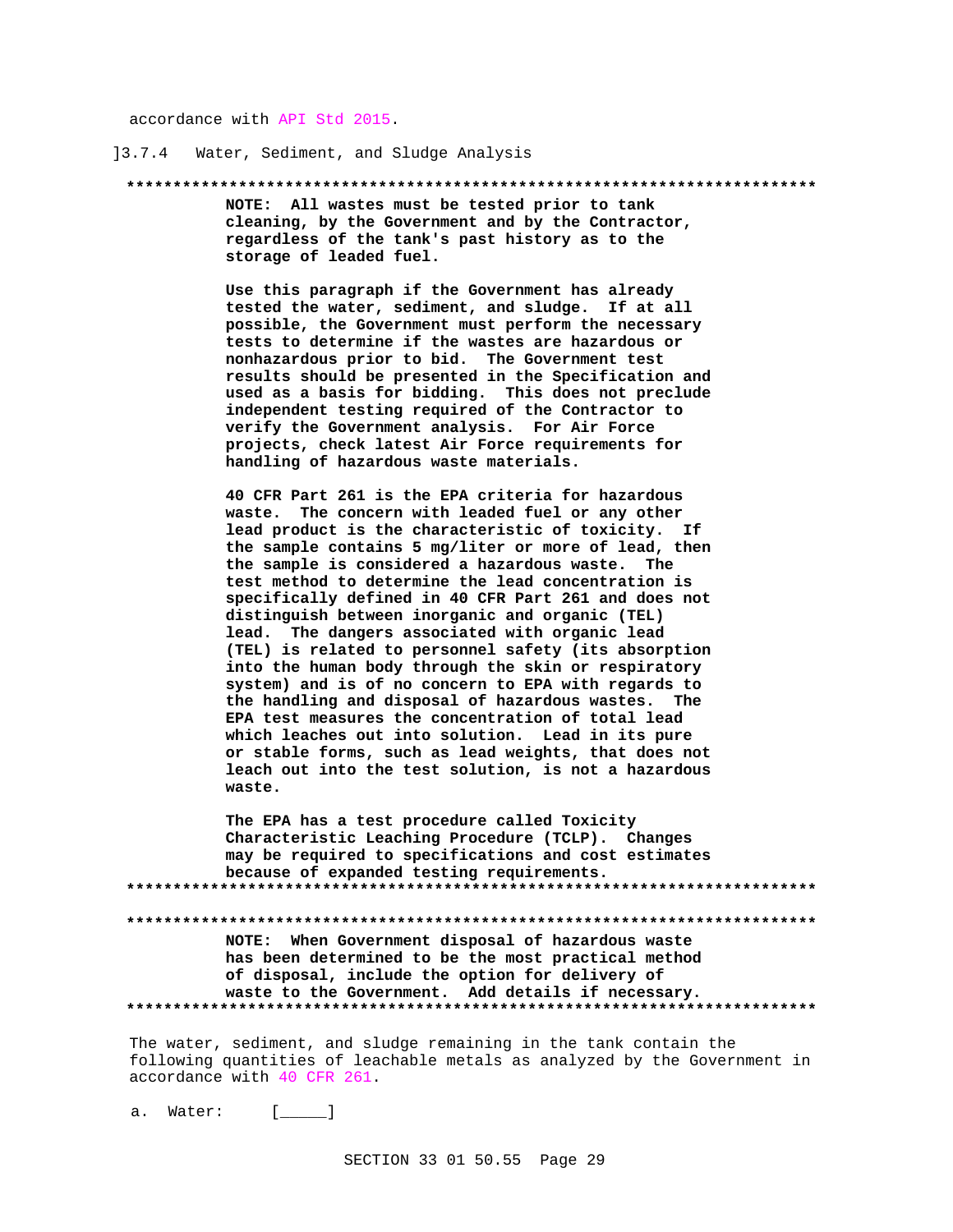accordance with API Std 2015.

]3.7.4   Water, Sediment, and Sludge Analysis

**************************************************************************

**NOTE: All wastes must be tested prior to tank cleaning, by the Government and by the Contractor, regardless of the tank's past history as to the storage of leaded fuel.**

**Use this paragraph if the Government has already tested the water, sediment, and sludge. If at all possible, the Government must perform the necessary tests to determine if the wastes are hazardous or nonhazardous prior to bid. The Government test results should be presented in the Specification and used as a basis for bidding. This does not preclude independent testing required of the Contractor to verify the Government analysis. For Air Force projects, check latest Air Force requirements for handling of hazardous waste materials.**

**40 CFR Part 261 is the EPA criteria for hazardous waste. The concern with leaded fuel or any other lead product is the characteristic of toxicity. If the sample contains 5 mg/liter or more of lead, then the sample is considered a hazardous waste. The test method to determine the lead concentration is specifically defined in 40 CFR Part 261 and does not distinguish between inorganic and organic (TEL) lead. The dangers associated with organic lead (TEL) is related to personnel safety (its absorption into the human body through the skin or respiratory system) and is of no concern to EPA with regards to the handling and disposal of hazardous wastes. The EPA test measures the concentration of total lead which leaches out into solution. Lead in its pure or stable forms, such as lead weights, that does not leach out into the test solution, is not a hazardous waste.**

**The EPA has a test procedure called Toxicity Characteristic Leaching Procedure (TCLP). Changes may be required to specifications and cost estimates because of expanded testing requirements.**

**************************************************************************

**************************************************************************

**NOTE: When Government disposal of hazardous waste has been determined to be the most practical method of disposal, include the option for delivery of waste to the Government. Add details if necessary.**

**************************************************************************

The water, sediment, and sludge remaining in the tank contain the following quantities of leachable metals as analyzed by the Government in accordance with 40 CFR 261.

a. Water:    [_____]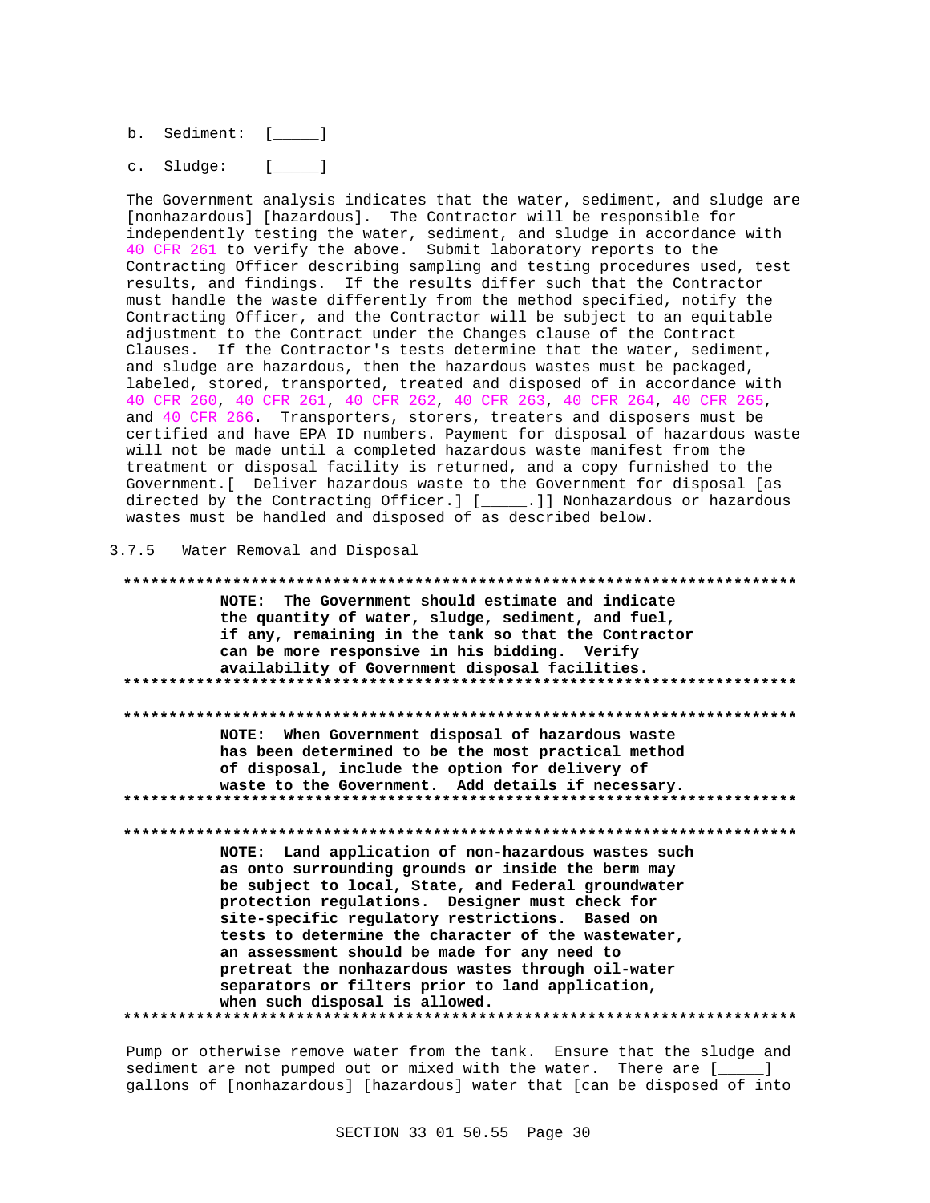b. Sediment: [_____]

c. Sludge: [_____]

The Government analysis indicates that the water, sediment, and sludge are [nonhazardous] [hazardous]. The Contractor will be responsible for independently testing the water, sediment, and sludge in accordance with 40 CFR 261 to verify the above. Submit laboratory reports to the Contracting Officer describing sampling and testing procedures used, test results, and findings. If the results differ such that the Contractor must handle the waste differently from the method specified, notify the Contracting Officer, and the Contractor will be subject to an equitable adjustment to the Contract under the Changes clause of the Contract Clauses. If the Contractor's tests determine that the water, sediment, and sludge are hazardous, then the hazardous wastes must be packaged, labeled, stored, transported, treated and disposed of in accordance with 40 CFR 260, 40 CFR 261, 40 CFR 262, 40 CFR 263, 40 CFR 264, 40 CFR 265, and 40 CFR 266. Transporters, storers, treaters and disposers must be certified and have EPA ID numbers. Payment for disposal of hazardous waste will not be made until a completed hazardous waste manifest from the treatment or disposal facility is returned, and a copy furnished to the Government.[ Deliver hazardous waste to the Government for disposal [as directed by the Contracting Officer.] [_____.]] Nonhazardous or hazardous wastes must be handled and disposed of as described below.

### 3.7.5 Water Removal and Disposal

**************************************************************************
**NOTE: The Government should estimate and indicate the quantity of water, sludge, sediment, and fuel, if any, remaining in the tank so that the Contractor can be more responsive in his bidding. Verify availability of Government disposal facilities.**
**************************************************************************

**************************************************************************
**NOTE: When Government disposal of hazardous waste has been determined to be the most practical method of disposal, include the option for delivery of waste to the Government. Add details if necessary.**
**************************************************************************

**************************************************************************
**NOTE: Land application of non-hazardous wastes such as onto surrounding grounds or inside the berm may be subject to local, State, and Federal groundwater protection regulations. Designer must check for site-specific regulatory restrictions. Based on tests to determine the character of the wastewater, an assessment should be made for any need to pretreat the nonhazardous wastes through oil-water separators or filters prior to land application, when such disposal is allowed.**
**************************************************************************

Pump or otherwise remove water from the tank. Ensure that the sludge and sediment are not pumped out or mixed with the water. There are [_____] gallons of [nonhazardous] [hazardous] water that [can be disposed of into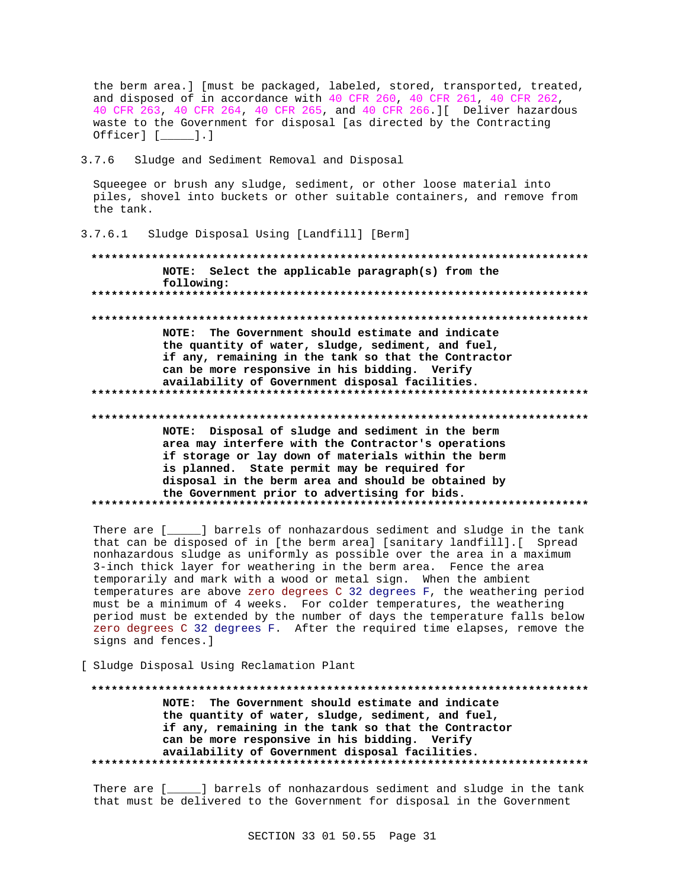the berm area.] [must be packaged, labeled, stored, transported, treated, and disposed of in accordance with 40 CFR 260, 40 CFR 261, 40 CFR 262, 40 CFR 263, 40 CFR 264, 40 CFR 265, and 40 CFR 266.][ Deliver hazardous waste to the Government for disposal [as directed by the Contracting Officer] [_____].]

### 3.7.6 Sludge and Sediment Removal and Disposal

Squeegee or brush any sludge, sediment, or other loose material into piles, shovel into buckets or other suitable containers, and remove from the tank.

#### 3.7.6.1 Sludge Disposal Using [Landfill] [Berm]

**************************************************************************
**NOTE: Select the applicable paragraph(s) from the following:**
**************************************************************************

**************************************************************************
**NOTE: The Government should estimate and indicate the quantity of water, sludge, sediment, and fuel, if any, remaining in the tank so that the Contractor can be more responsive in his bidding. Verify availability of Government disposal facilities.**
**************************************************************************

**************************************************************************
**NOTE: Disposal of sludge and sediment in the berm area may interfere with the Contractor's operations if storage or lay down of materials within the berm is planned. State permit may be required for disposal in the berm area and should be obtained by the Government prior to advertising for bids.**
**************************************************************************

There are [_____] barrels of nonhazardous sediment and sludge in the tank that can be disposed of in [the berm area] [sanitary landfill].[ Spread nonhazardous sludge as uniformly as possible over the area in a maximum 3-inch thick layer for weathering in the berm area. Fence the area temporarily and mark with a wood or metal sign. When the ambient temperatures are above zero degrees C 32 degrees F, the weathering period must be a minimum of 4 weeks. For colder temperatures, the weathering period must be extended by the number of days the temperature falls below zero degrees C 32 degrees F. After the required time elapses, remove the signs and fences.]

[ Sludge Disposal Using Reclamation Plant

**************************************************************************
**NOTE: The Government should estimate and indicate the quantity of water, sludge, sediment, and fuel, if any, remaining in the tank so that the Contractor can be more responsive in his bidding. Verify availability of Government disposal facilities.**
**************************************************************************

There are [_____] barrels of nonhazardous sediment and sludge in the tank that must be delivered to the Government for disposal in the Government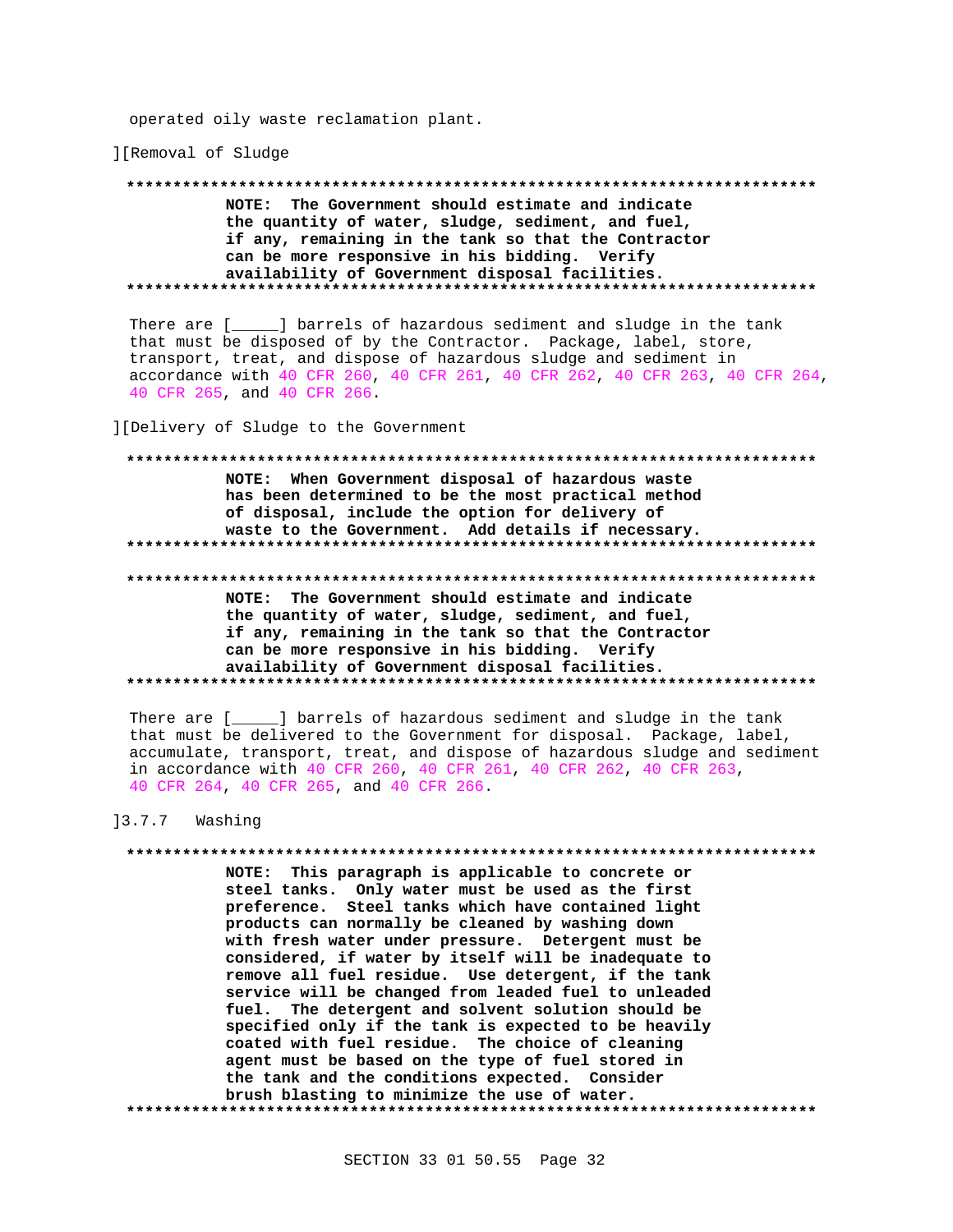operated oily waste reclamation plant.

][Removal of Sludge

**************************************************************************
NOTE: The Government should estimate and indicate the quantity of water, sludge, sediment, and fuel, if any, remaining in the tank so that the Contractor can be more responsive in his bidding. Verify availability of Government disposal facilities.
**************************************************************************

There are [_____] barrels of hazardous sediment and sludge in the tank that must be disposed of by the Contractor. Package, label, store, transport, treat, and dispose of hazardous sludge and sediment in accordance with 40 CFR 260, 40 CFR 261, 40 CFR 262, 40 CFR 263, 40 CFR 264, 40 CFR 265, and 40 CFR 266.

][Delivery of Sludge to the Government

**************************************************************************
NOTE: When Government disposal of hazardous waste has been determined to be the most practical method of disposal, include the option for delivery of waste to the Government. Add details if necessary.
**************************************************************************

**************************************************************************
NOTE: The Government should estimate and indicate the quantity of water, sludge, sediment, and fuel, if any, remaining in the tank so that the Contractor can be more responsive in his bidding. Verify availability of Government disposal facilities.
**************************************************************************

There are [_____] barrels of hazardous sediment and sludge in the tank that must be delivered to the Government for disposal. Package, label, accumulate, transport, treat, and dispose of hazardous sludge and sediment in accordance with 40 CFR 260, 40 CFR 261, 40 CFR 262, 40 CFR 263, 40 CFR 264, 40 CFR 265, and 40 CFR 266.

]3.7.7 Washing

**************************************************************************
NOTE: This paragraph is applicable to concrete or steel tanks. Only water must be used as the first preference. Steel tanks which have contained light products can normally be cleaned by washing down with fresh water under pressure. Detergent must be considered, if water by itself will be inadequate to remove all fuel residue. Use detergent, if the tank service will be changed from leaded fuel to unleaded fuel. The detergent and solvent solution should be specified only if the tank is expected to be heavily coated with fuel residue. The choice of cleaning agent must be based on the type of fuel stored in the tank and the conditions expected. Consider brush blasting to minimize the use of water.
**************************************************************************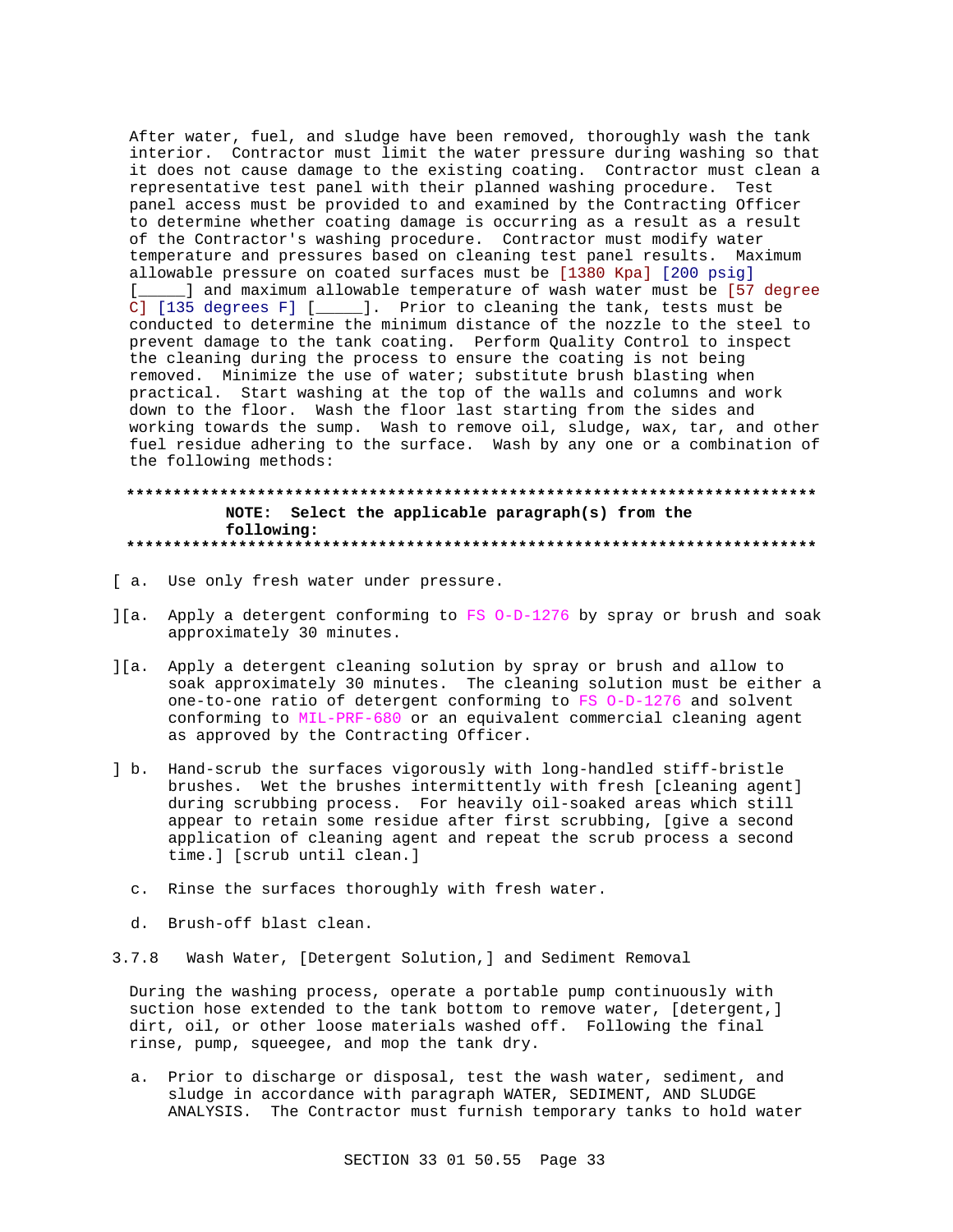After water, fuel, and sludge have been removed, thoroughly wash the tank interior. Contractor must limit the water pressure during washing so that it does not cause damage to the existing coating. Contractor must clean a representative test panel with their planned washing procedure. Test panel access must be provided to and examined by the Contracting Officer to determine whether coating damage is occurring as a result as a result of the Contractor's washing procedure. Contractor must modify water temperature and pressures based on cleaning test panel results. Maximum allowable pressure on coated surfaces must be [1380 Kpa] [200 psig] [_____] and maximum allowable temperature of wash water must be [57 degree C] [135 degrees F] [_____]. Prior to cleaning the tank, tests must be conducted to determine the minimum distance of the nozzle to the steel to prevent damage to the tank coating. Perform Quality Control to inspect the cleaning during the process to ensure the coating is not being removed. Minimize the use of water; substitute brush blasting when practical. Start washing at the top of the walls and columns and work down to the floor. Wash the floor last starting from the sides and working towards the sump. Wash to remove oil, sludge, wax, tar, and other fuel residue adhering to the surface. Wash by any one or a combination of the following methods:

**************************************************************************

**NOTE: Select the applicable paragraph(s) from the following:**

**************************************************************************

[ a. Use only fresh water under pressure.

][a. Apply a detergent conforming to FS O-D-1276 by spray or brush and soak approximately 30 minutes.

][a. Apply a detergent cleaning solution by spray or brush and allow to soak approximately 30 minutes. The cleaning solution must be either a one-to-one ratio of detergent conforming to FS O-D-1276 and solvent conforming to MIL-PRF-680 or an equivalent commercial cleaning agent as approved by the Contracting Officer.

] b. Hand-scrub the surfaces vigorously with long-handled stiff-bristle brushes. Wet the brushes intermittently with fresh [cleaning agent] during scrubbing process. For heavily oil-soaked areas which still appear to retain some residue after first scrubbing, [give a second application of cleaning agent and repeat the scrub process a second time.] [scrub until clean.]

c. Rinse the surfaces thoroughly with fresh water.

d. Brush-off blast clean.

### 3.7.8 Wash Water, [Detergent Solution,] and Sediment Removal

During the washing process, operate a portable pump continuously with suction hose extended to the tank bottom to remove water, [detergent,] dirt, oil, or other loose materials washed off. Following the final rinse, pump, squeegee, and mop the tank dry.

a. Prior to discharge or disposal, test the wash water, sediment, and sludge in accordance with paragraph WATER, SEDIMENT, AND SLUDGE ANALYSIS. The Contractor must furnish temporary tanks to hold water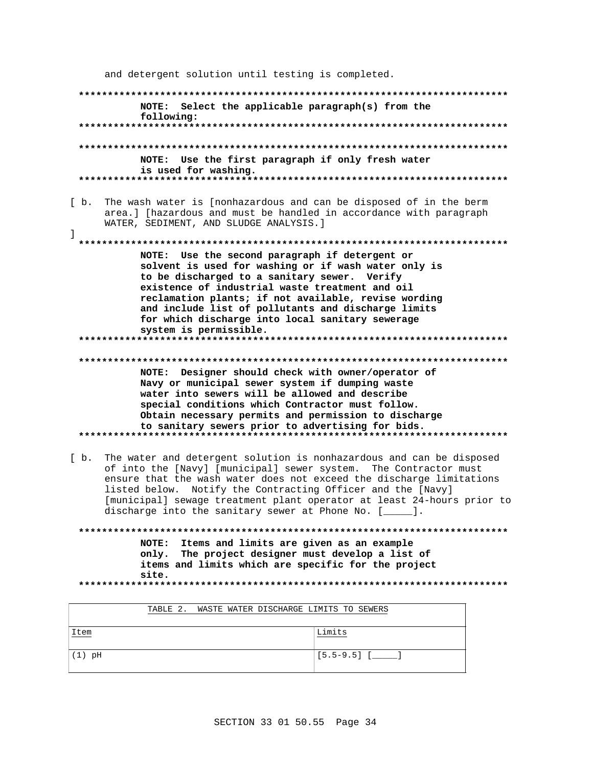and detergent solution until testing is completed.

**************************************************************************

**NOTE: Select the applicable paragraph(s) from the following:**

**************************************************************************

**************************************************************************

**NOTE: Use the first paragraph if only fresh water is used for washing.**

**************************************************************************

[ b. The wash water is [nonhazardous and can be disposed of in the berm area.] [hazardous and must be handled in accordance with paragraph WATER, SEDIMENT, AND SLUDGE ANALYSIS.]

]

**************************************************************************

**NOTE: Use the second paragraph if detergent or solvent is used for washing or if wash water only is to be discharged to a sanitary sewer. Verify existence of industrial waste treatment and oil reclamation plants; if not available, revise wording and include list of pollutants and discharge limits for which discharge into local sanitary sewerage system is permissible.**

**************************************************************************

**************************************************************************

**NOTE: Designer should check with owner/operator of Navy or municipal sewer system if dumping waste water into sewers will be allowed and describe special conditions which Contractor must follow. Obtain necessary permits and permission to discharge to sanitary sewers prior to advertising for bids.**

**************************************************************************

[ b. The water and detergent solution is nonhazardous and can be disposed of into the [Navy] [municipal] sewer system. The Contractor must ensure that the wash water does not exceed the discharge limitations listed below. Notify the Contracting Officer and the [Navy] [municipal] sewage treatment plant operator at least 24-hours prior to discharge into the sanitary sewer at Phone No. [_____].

**************************************************************************

**NOTE: Items and limits are given as an example only. The project designer must develop a list of items and limits which are specific for the project site.**

**************************************************************************

TABLE 2. WASTE WATER DISCHARGE LIMITS TO SEWERS

| Item | Limits |
|---|---|
| (1) pH | [5.5-9.5] [_____] |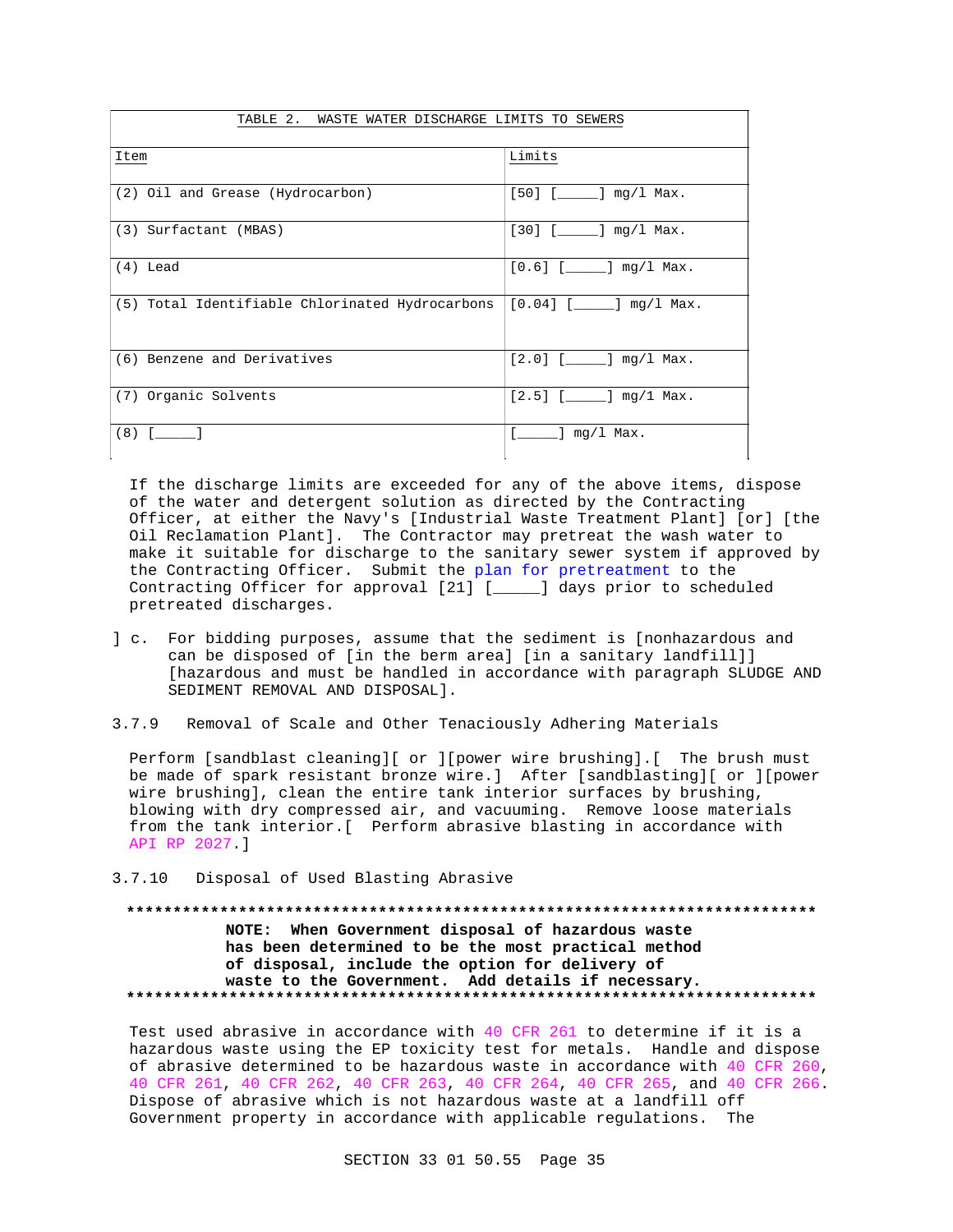| TABLE 2. WASTE WATER DISCHARGE LIMITS TO SEWERS | |
|---|---|
| Item | Limits |
| (2) Oil and Grease (Hydrocarbon) | [50] [_____] mg/l Max. |
| (3) Surfactant (MBAS) | [30] [_____] mg/l Max. |
| (4) Lead | [0.6] [_____] mg/l Max. |
| (5) Total Identifiable Chlorinated Hydrocarbons | [0.04] [_____] mg/l Max. |
| (6) Benzene and Derivatives | [2.0] [_____] mg/l Max. |
| (7) Organic Solvents | [2.5] [_____] mg/l Max. |
| (8) [_____] | [_____] mg/l Max. |

If the discharge limits are exceeded for any of the above items, dispose of the water and detergent solution as directed by the Contracting Officer, at either the Navy's [Industrial Waste Treatment Plant] [or] [the Oil Reclamation Plant]. The Contractor may pretreat the wash water to make it suitable for discharge to the sanitary sewer system if approved by the Contracting Officer. Submit the plan for pretreatment to the Contracting Officer for approval [21] [_____] days prior to scheduled pretreated discharges.

] c. For bidding purposes, assume that the sediment is [nonhazardous and can be disposed of [in the berm area] [in a sanitary landfill]] [hazardous and must be handled in accordance with paragraph SLUDGE AND SEDIMENT REMOVAL AND DISPOSAL].

### 3.7.9 Removal of Scale and Other Tenaciously Adhering Materials

Perform [sandblast cleaning][ or ][power wire brushing].[ The brush must be made of spark resistant bronze wire.] After [sandblasting][ or ][power wire brushing], clean the entire tank interior surfaces by brushing, blowing with dry compressed air, and vacuuming. Remove loose materials from the tank interior.[ Perform abrasive blasting in accordance with API RP 2027.]

### 3.7.10 Disposal of Used Blasting Abrasive

**************************************************************************

**NOTE: When Government disposal of hazardous waste has been determined to be the most practical method of disposal, include the option for delivery of waste to the Government. Add details if necessary.**

**************************************************************************

Test used abrasive in accordance with 40 CFR 261 to determine if it is a hazardous waste using the EP toxicity test for metals. Handle and dispose of abrasive determined to be hazardous waste in accordance with 40 CFR 260, 40 CFR 261, 40 CFR 262, 40 CFR 263, 40 CFR 264, 40 CFR 265, and 40 CFR 266. Dispose of abrasive which is not hazardous waste at a landfill off Government property in accordance with applicable regulations. The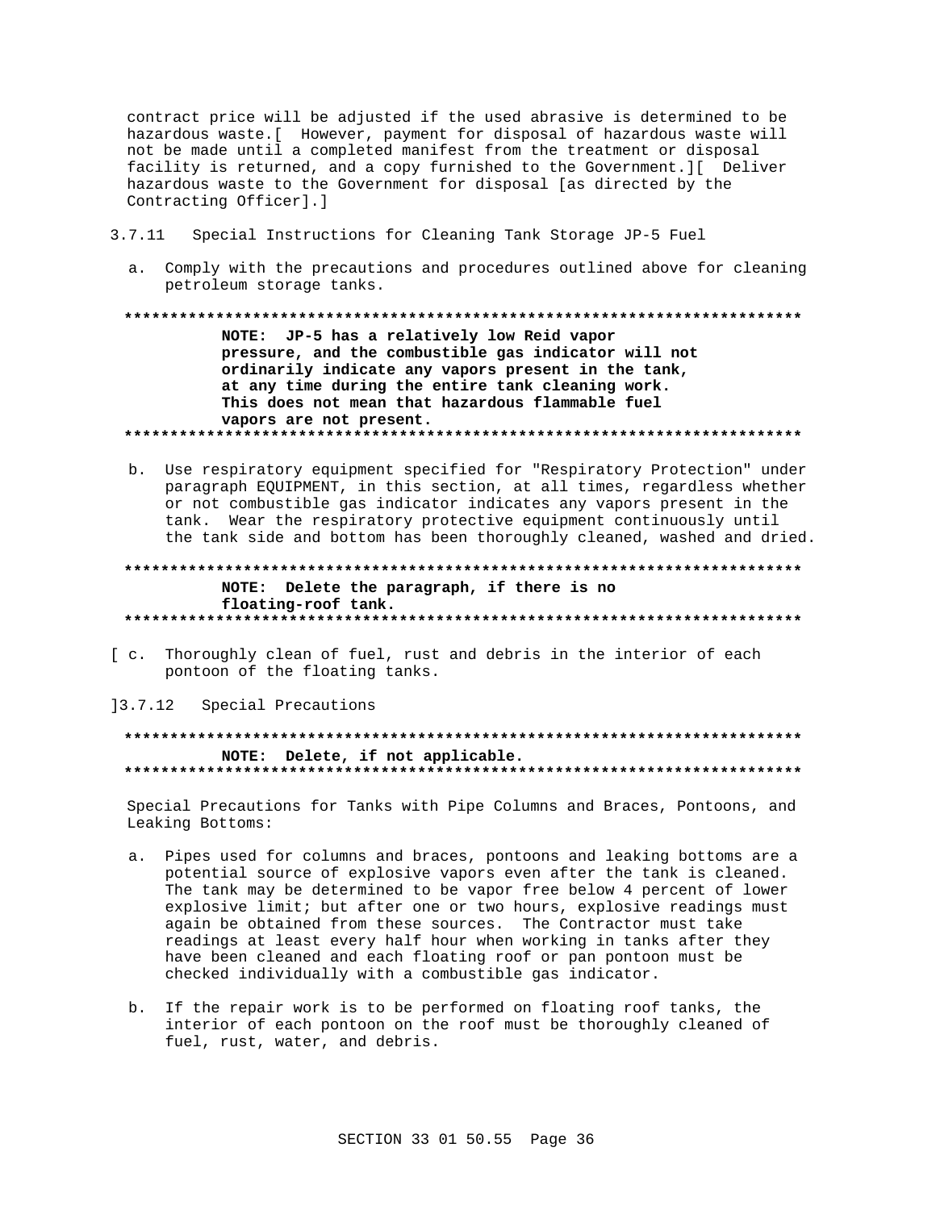contract price will be adjusted if the used abrasive is determined to be hazardous waste.[ However, payment for disposal of hazardous waste will not be made until a completed manifest from the treatment or disposal facility is returned, and a copy furnished to the Government.][ Deliver hazardous waste to the Government for disposal [as directed by the Contracting Officer].]

3.7.11 Special Instructions for Cleaning Tank Storage JP-5 Fuel

a. Comply with the precautions and procedures outlined above for cleaning petroleum storage tanks.

**NOTE: JP-5 has a relatively low Reid vapor pressure, and the combustible gas indicator will not ordinarily indicate any vapors present in the tank, at any time during the entire tank cleaning work. This does not mean that hazardous flammable fuel vapors are not present.**

b. Use respiratory equipment specified for "Respiratory Protection" under paragraph EQUIPMENT, in this section, at all times, regardless whether or not combustible gas indicator indicates any vapors present in the tank. Wear the respiratory protective equipment continuously until the tank side and bottom has been thoroughly cleaned, washed and dried.

**NOTE: Delete the paragraph, if there is no floating-roof tank.**

[ c. Thoroughly clean of fuel, rust and debris in the interior of each pontoon of the floating tanks.

]3.7.12 Special Precautions

**NOTE: Delete, if not applicable.**

Special Precautions for Tanks with Pipe Columns and Braces, Pontoons, and Leaking Bottoms:

a. Pipes used for columns and braces, pontoons and leaking bottoms are a potential source of explosive vapors even after the tank is cleaned. The tank may be determined to be vapor free below 4 percent of lower explosive limit; but after one or two hours, explosive readings must again be obtained from these sources. The Contractor must take readings at least every half hour when working in tanks after they have been cleaned and each floating roof or pan pontoon must be checked individually with a combustible gas indicator.

b. If the repair work is to be performed on floating roof tanks, the interior of each pontoon on the roof must be thoroughly cleaned of fuel, rust, water, and debris.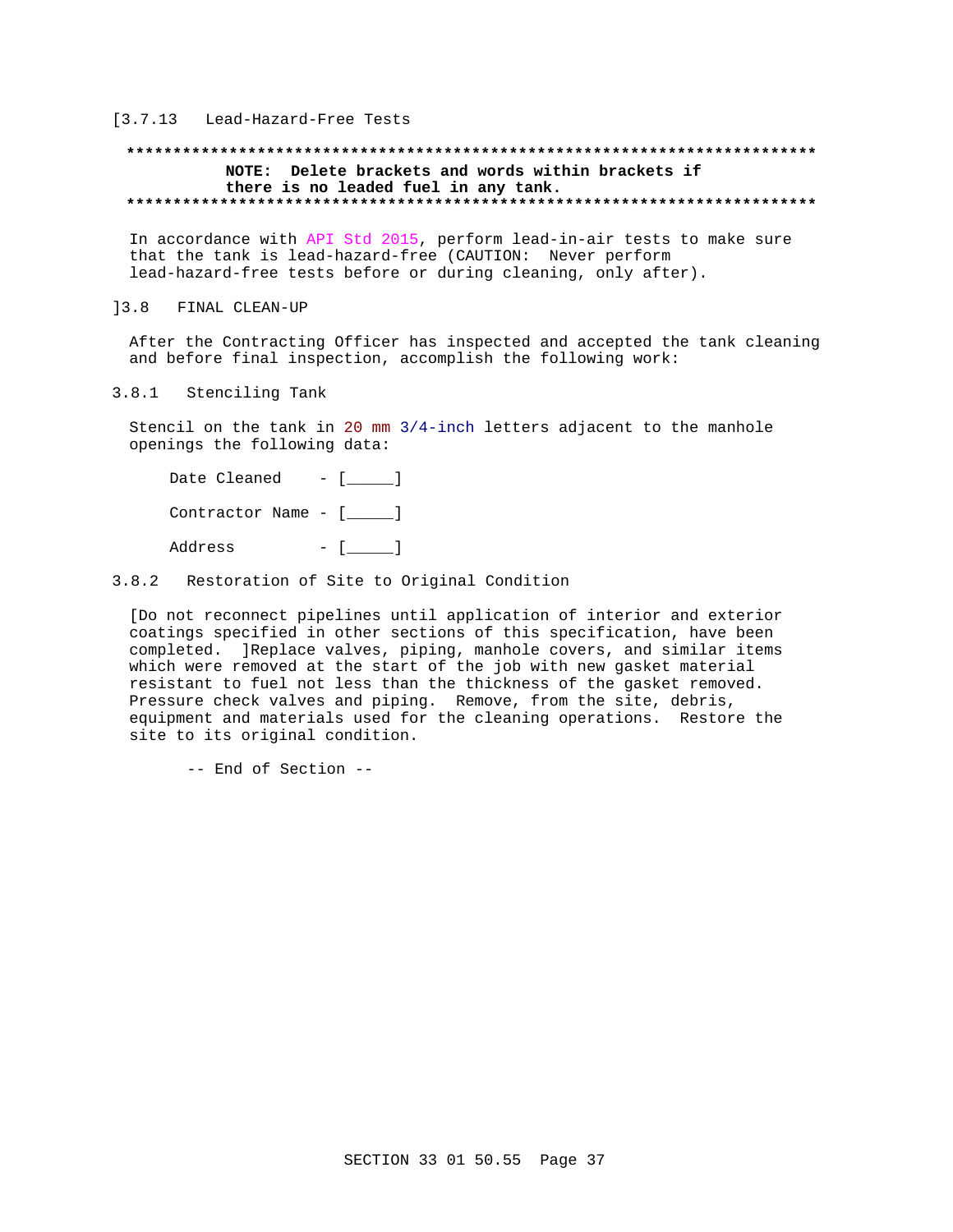[3.7.13 Lead-Hazard-Free Tests

**************************************************************************
**NOTE: Delete brackets and words within brackets if there is no leaded fuel in any tank.**
**************************************************************************

In accordance with API Std 2015, perform lead-in-air tests to make sure that the tank is lead-hazard-free (CAUTION: Never perform lead-hazard-free tests before or during cleaning, only after).

]3.8 FINAL CLEAN-UP

After the Contracting Officer has inspected and accepted the tank cleaning and before final inspection, accomplish the following work:

3.8.1 Stenciling Tank

Stencil on the tank in 20 mm 3/4-inch letters adjacent to the manhole openings the following data:

Date Cleaned - [_____]

Contractor Name - [_____]

Address - [_____]

3.8.2 Restoration of Site to Original Condition

[Do not reconnect pipelines until application of interior and exterior coatings specified in other sections of this specification, have been completed. ]Replace valves, piping, manhole covers, and similar items which were removed at the start of the job with new gasket material resistant to fuel not less than the thickness of the gasket removed. Pressure check valves and piping. Remove, from the site, debris, equipment and materials used for the cleaning operations. Restore the site to its original condition.

-- End of Section --